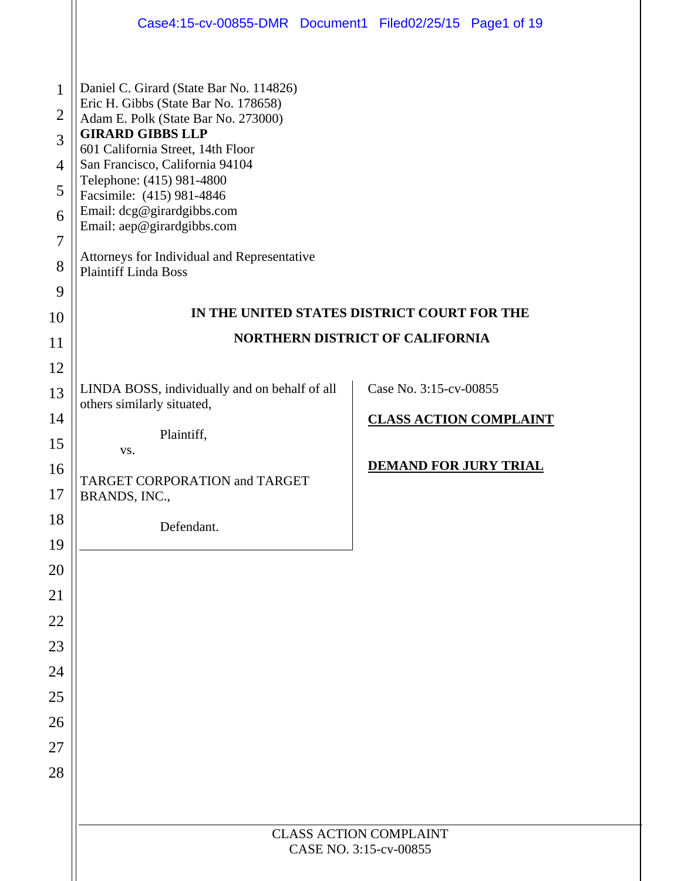Daniel C. Girard (State Bar No. 114826)
Eric H. Gibbs (State Bar No. 178658)
Adam E. Polk (State Bar No. 273000)
**GIRARD GIBBS LLP**
601 California Street, 14th Floor
San Francisco, California 94104
Telephone: (415) 981-4800
Facsimile: (415) 981-4846
Email: dcg@girardgibbs.com
Email: aep@girardgibbs.com

Attorneys for Individual and Representative
Plaintiff Linda Boss

**IN THE UNITED STATES DISTRICT COURT FOR THE**

**NORTHERN DISTRICT OF CALIFORNIA**

LINDA BOSS, individually and on behalf of all others similarly situated,

Plaintiff,

vs.

TARGET CORPORATION and TARGET BRANDS, INC.,

Defendant.

Case No. 3:15-cv-00855

**CLASS ACTION COMPLAINT**

**DEMAND FOR JURY TRIAL**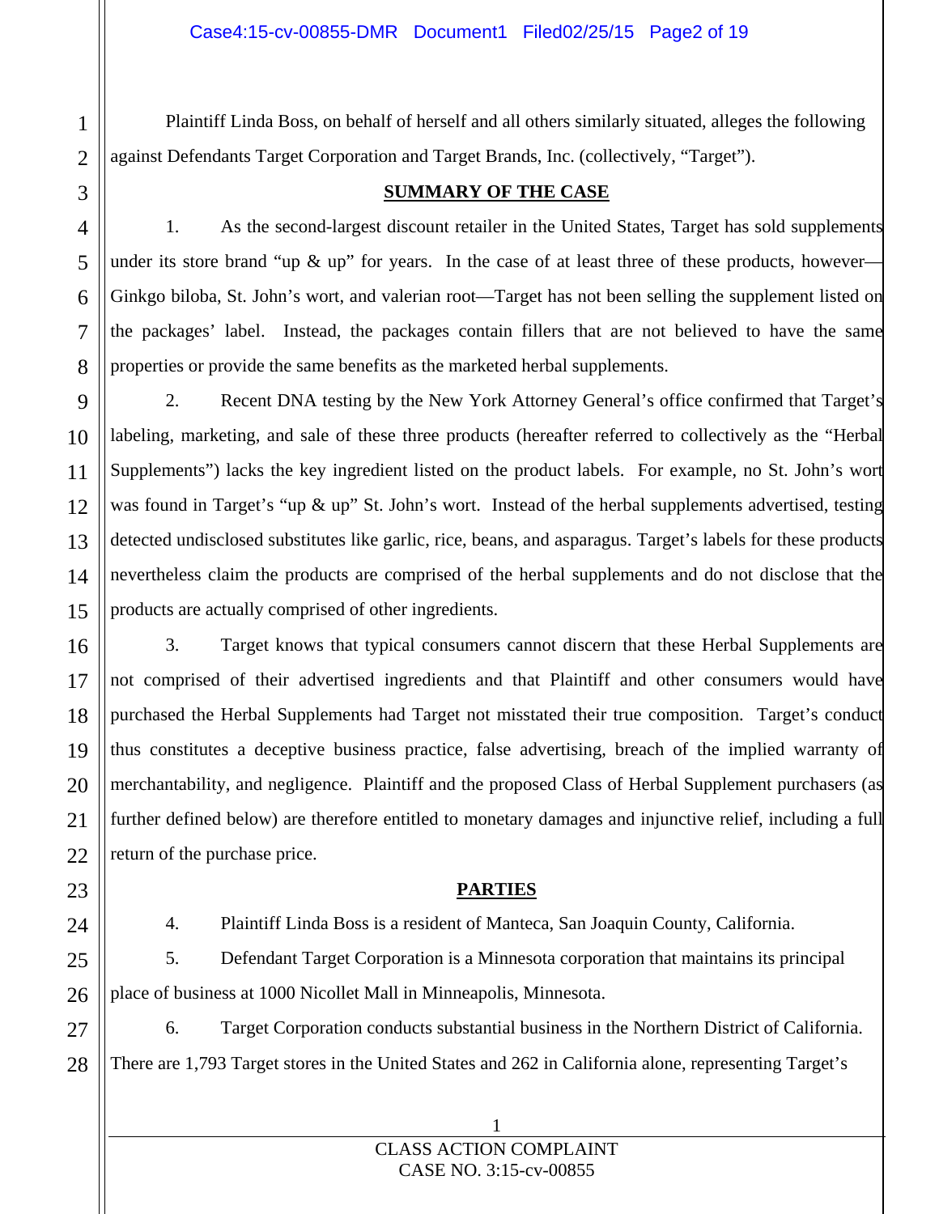Plaintiff Linda Boss, on behalf of herself and all others similarly situated, alleges the following against Defendants Target Corporation and Target Brands, Inc. (collectively, "Target").

## SUMMARY OF THE CASE

1. As the second-largest discount retailer in the United States, Target has sold supplements under its store brand "up & up" for years. In the case of at least three of these products, however—Ginkgo biloba, St. John's wort, and valerian root—Target has not been selling the supplement listed on the packages' label. Instead, the packages contain fillers that are not believed to have the same properties or provide the same benefits as the marketed herbal supplements.

2. Recent DNA testing by the New York Attorney General's office confirmed that Target's labeling, marketing, and sale of these three products (hereafter referred to collectively as the "Herbal Supplements") lacks the key ingredient listed on the product labels. For example, no St. John's wort was found in Target's "up & up" St. John's wort. Instead of the herbal supplements advertised, testing detected undisclosed substitutes like garlic, rice, beans, and asparagus. Target's labels for these products nevertheless claim the products are comprised of the herbal supplements and do not disclose that the products are actually comprised of other ingredients.

3. Target knows that typical consumers cannot discern that these Herbal Supplements are not comprised of their advertised ingredients and that Plaintiff and other consumers would have purchased the Herbal Supplements had Target not misstated their true composition. Target's conduct thus constitutes a deceptive business practice, false advertising, breach of the implied warranty of merchantability, and negligence. Plaintiff and the proposed Class of Herbal Supplement purchasers (as further defined below) are therefore entitled to monetary damages and injunctive relief, including a full return of the purchase price.

## PARTIES

4. Plaintiff Linda Boss is a resident of Manteca, San Joaquin County, California.

5. Defendant Target Corporation is a Minnesota corporation that maintains its principal place of business at 1000 Nicollet Mall in Minneapolis, Minnesota.

6. Target Corporation conducts substantial business in the Northern District of California. There are 1,793 Target stores in the United States and 262 in California alone, representing Target's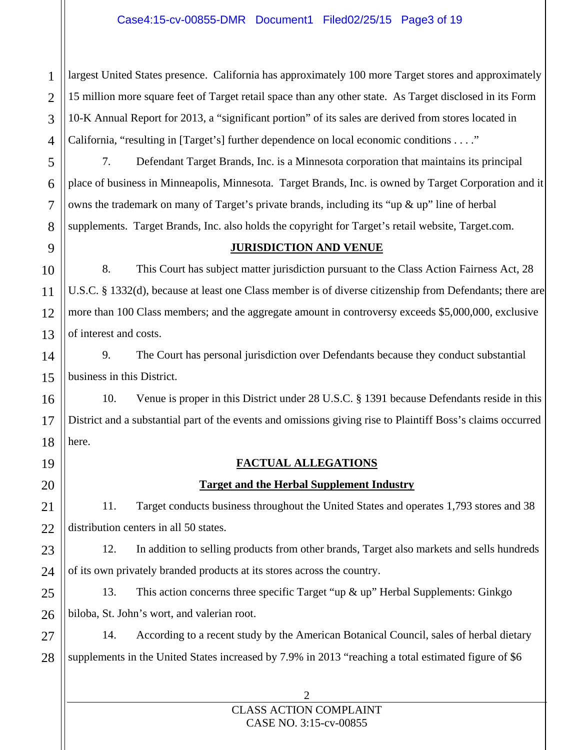largest United States presence. California has approximately 100 more Target stores and approximately 15 million more square feet of Target retail space than any other state. As Target disclosed in its Form 10-K Annual Report for 2013, a "significant portion" of its sales are derived from stores located in California, "resulting in [Target's] further dependence on local economic conditions . . . ."

7. Defendant Target Brands, Inc. is a Minnesota corporation that maintains its principal place of business in Minneapolis, Minnesota. Target Brands, Inc. is owned by Target Corporation and it owns the trademark on many of Target's private brands, including its "up & up" line of herbal supplements. Target Brands, Inc. also holds the copyright for Target's retail website, Target.com.

## JURISDICTION AND VENUE

8. This Court has subject matter jurisdiction pursuant to the Class Action Fairness Act, 28 U.S.C. § 1332(d), because at least one Class member is of diverse citizenship from Defendants; there are more than 100 Class members; and the aggregate amount in controversy exceeds $5,000,000, exclusive of interest and costs.

9. The Court has personal jurisdiction over Defendants because they conduct substantial business in this District.

10. Venue is proper in this District under 28 U.S.C. § 1391 because Defendants reside in this District and a substantial part of the events and omissions giving rise to Plaintiff Boss's claims occurred here.

## FACTUAL ALLEGATIONS

### Target and the Herbal Supplement Industry

11. Target conducts business throughout the United States and operates 1,793 stores and 38 distribution centers in all 50 states.

12. In addition to selling products from other brands, Target also markets and sells hundreds of its own privately branded products at its stores across the country.

13. This action concerns three specific Target "up & up" Herbal Supplements: Ginkgo biloba, St. John's wort, and valerian root.

14. According to a recent study by the American Botanical Council, sales of herbal dietary supplements in the United States increased by 7.9% in 2013 "reaching a total estimated figure of $6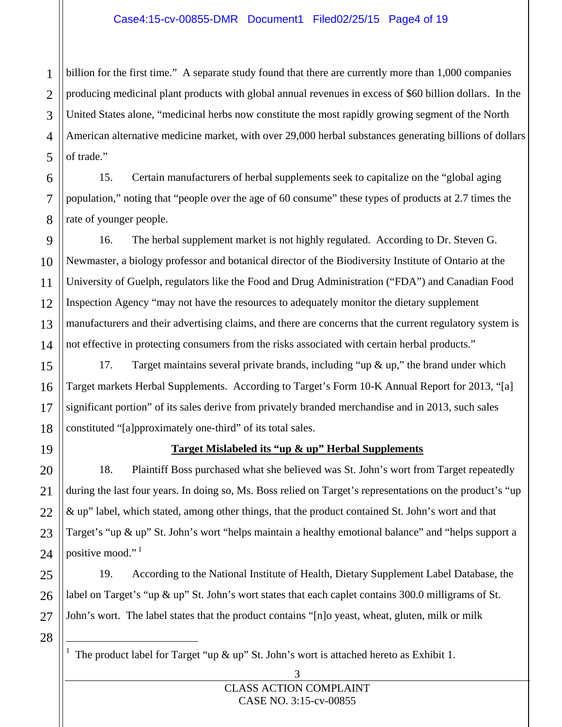billion for the first time." A separate study found that there are currently more than 1,000 companies producing medicinal plant products with global annual revenues in excess of $60 billion dollars. In the United States alone, "medicinal herbs now constitute the most rapidly growing segment of the North American alternative medicine market, with over 29,000 herbal substances generating billions of dollars of trade."

15. Certain manufacturers of herbal supplements seek to capitalize on the "global aging population," noting that "people over the age of 60 consume" these types of products at 2.7 times the rate of younger people.

16. The herbal supplement market is not highly regulated. According to Dr. Steven G. Newmaster, a biology professor and botanical director of the Biodiversity Institute of Ontario at the University of Guelph, regulators like the Food and Drug Administration ("FDA") and Canadian Food Inspection Agency "may not have the resources to adequately monitor the dietary supplement manufacturers and their advertising claims, and there are concerns that the current regulatory system is not effective in protecting consumers from the risks associated with certain herbal products."

17. Target maintains several private brands, including "up & up," the brand under which Target markets Herbal Supplements. According to Target's Form 10-K Annual Report for 2013, "[a] significant portion" of its sales derive from privately branded merchandise and in 2013, such sales constituted "[a]pproximately one-third" of its total sales.

**Target Mislabeled its "up & up" Herbal Supplements**

18. Plaintiff Boss purchased what she believed was St. John's wort from Target repeatedly during the last four years. In doing so, Ms. Boss relied on Target's representations on the product's "up & up" label, which stated, among other things, that the product contained St. John's wort and that Target's "up & up" St. John's wort "helps maintain a healthy emotional balance" and "helps support a positive mood."[1]

19. According to the National Institute of Health, Dietary Supplement Label Database, the label on Target's "up & up" St. John's wort states that each caplet contains 300.0 milligrams of St. John's wort. The label states that the product contains "[n]o yeast, wheat, gluten, milk or milk

---

[1] The product label for Target "up & up" St. John's wort is attached hereto as Exhibit 1.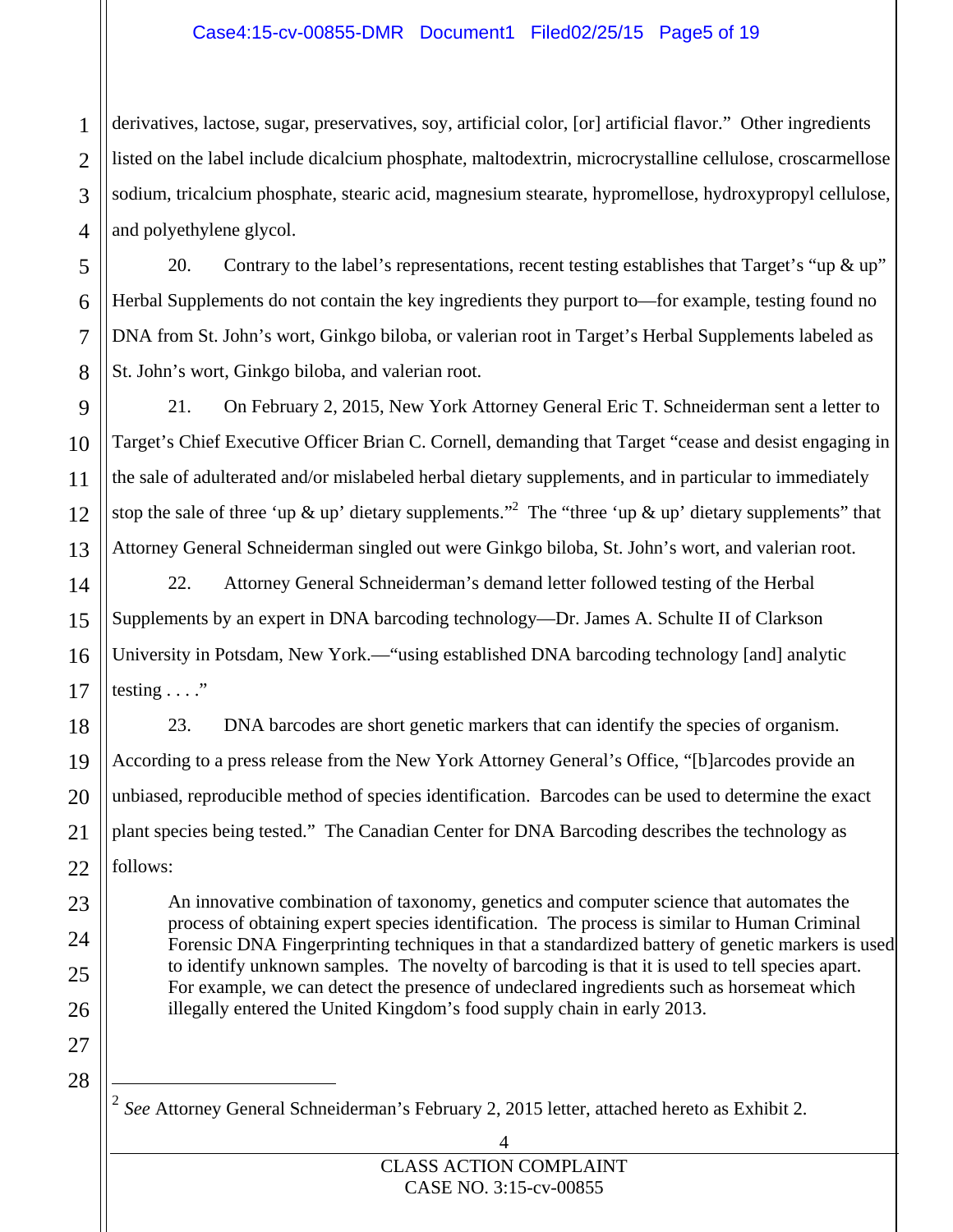derivatives, lactose, sugar, preservatives, soy, artificial color, [or] artificial flavor." Other ingredients listed on the label include dicalcium phosphate, maltodextrin, microcrystalline cellulose, croscarmellose sodium, tricalcium phosphate, stearic acid, magnesium stearate, hypromellose, hydroxypropyl cellulose, and polyethylene glycol.

20. Contrary to the label's representations, recent testing establishes that Target's "up & up" Herbal Supplements do not contain the key ingredients they purport to—for example, testing found no DNA from St. John's wort, Ginkgo biloba, or valerian root in Target's Herbal Supplements labeled as St. John's wort, Ginkgo biloba, and valerian root.

21. On February 2, 2015, New York Attorney General Eric T. Schneiderman sent a letter to Target's Chief Executive Officer Brian C. Cornell, demanding that Target "cease and desist engaging in the sale of adulterated and/or mislabeled herbal dietary supplements, and in particular to immediately stop the sale of three 'up & up' dietary supplements."[2] The "three 'up & up' dietary supplements" that Attorney General Schneiderman singled out were Ginkgo biloba, St. John's wort, and valerian root.

22. Attorney General Schneiderman's demand letter followed testing of the Herbal Supplements by an expert in DNA barcoding technology—Dr. James A. Schulte II of Clarkson University in Potsdam, New York.—"using established DNA barcoding technology [and] analytic testing . . . ."

23. DNA barcodes are short genetic markers that can identify the species of organism. According to a press release from the New York Attorney General's Office, "[b]arcodes provide an unbiased, reproducible method of species identification. Barcodes can be used to determine the exact plant species being tested." The Canadian Center for DNA Barcoding describes the technology as follows:

> An innovative combination of taxonomy, genetics and computer science that automates the process of obtaining expert species identification. The process is similar to Human Criminal Forensic DNA Fingerprinting techniques in that a standardized battery of genetic markers is used to identify unknown samples. The novelty of barcoding is that it is used to tell species apart. For example, we can detect the presence of undeclared ingredients such as horsemeat which illegally entered the United Kingdom's food supply chain in early 2013.

---

[2] *See* Attorney General Schneiderman's February 2, 2015 letter, attached hereto as Exhibit 2.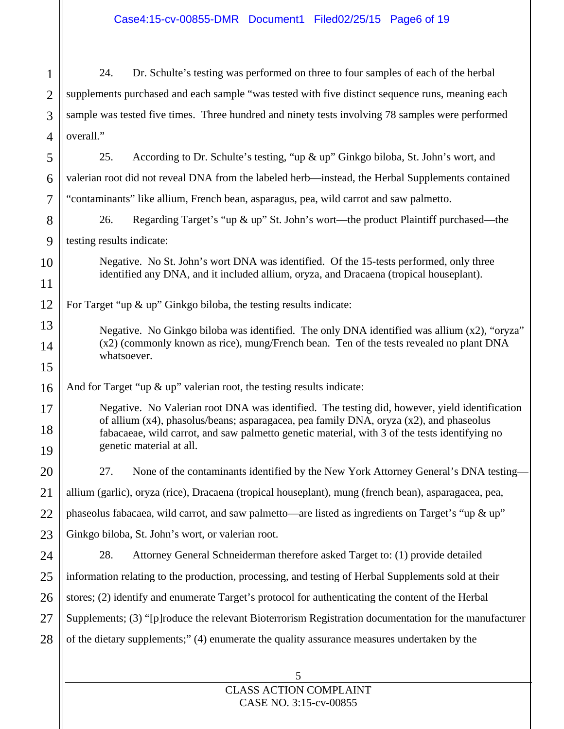24. Dr. Schulte's testing was performed on three to four samples of each of the herbal supplements purchased and each sample "was tested with five distinct sequence runs, meaning each sample was tested five times. Three hundred and ninety tests involving 78 samples were performed overall."

25. According to Dr. Schulte's testing, "up & up" Ginkgo biloba, St. John's wort, and valerian root did not reveal DNA from the labeled herb—instead, the Herbal Supplements contained "contaminants" like allium, French bean, asparagus, pea, wild carrot and saw palmetto.

26. Regarding Target's "up & up" St. John's wort—the product Plaintiff purchased—the testing results indicate:

> Negative. No St. John's wort DNA was identified. Of the 15-tests performed, only three identified any DNA, and it included allium, oryza, and Dracaena (tropical houseplant).

For Target "up & up" Ginkgo biloba, the testing results indicate:

> Negative. No Ginkgo biloba was identified. The only DNA identified was allium (x2), "oryza" (x2) (commonly known as rice), mung/French bean. Ten of the tests revealed no plant DNA whatsoever.

And for Target "up & up" valerian root, the testing results indicate:

> Negative. No Valerian root DNA was identified. The testing did, however, yield identification of allium (x4), phasolus/beans; asparagacea, pea family DNA, oryza (x2), and phaseolus fabacaeae, wild carrot, and saw palmetto genetic material, with 3 of the tests identifying no genetic material at all.

27. None of the contaminants identified by the New York Attorney General's DNA testing—allium (garlic), oryza (rice), Dracaena (tropical houseplant), mung (french bean), asparagacea, pea, phaseolus fabacaea, wild carrot, and saw palmetto—are listed as ingredients on Target's "up & up" Ginkgo biloba, St. John's wort, or valerian root.

28. Attorney General Schneiderman therefore asked Target to: (1) provide detailed information relating to the production, processing, and testing of Herbal Supplements sold at their stores; (2) identify and enumerate Target's protocol for authenticating the content of the Herbal Supplements; (3) "[p]roduce the relevant Bioterrorism Registration documentation for the manufacturer of the dietary supplements;" (4) enumerate the quality assurance measures undertaken by the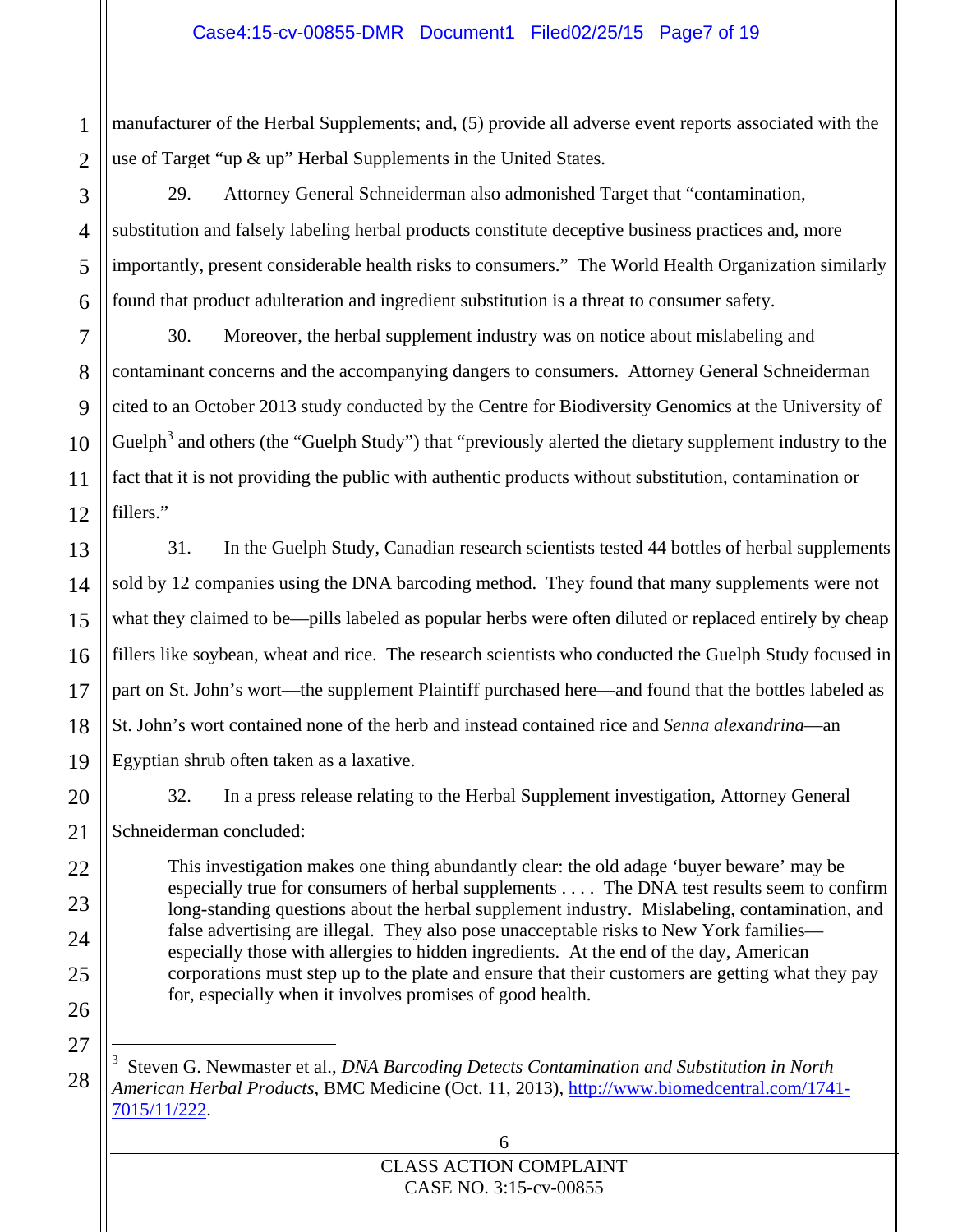manufacturer of the Herbal Supplements; and, (5) provide all adverse event reports associated with the use of Target "up & up" Herbal Supplements in the United States.

29. Attorney General Schneiderman also admonished Target that "contamination, substitution and falsely labeling herbal products constitute deceptive business practices and, more importantly, present considerable health risks to consumers." The World Health Organization similarly found that product adulteration and ingredient substitution is a threat to consumer safety.

30. Moreover, the herbal supplement industry was on notice about mislabeling and contaminant concerns and the accompanying dangers to consumers. Attorney General Schneiderman cited to an October 2013 study conducted by the Centre for Biodiversity Genomics at the University of Guelph[3] and others (the "Guelph Study") that "previously alerted the dietary supplement industry to the fact that it is not providing the public with authentic products without substitution, contamination or fillers."

31. In the Guelph Study, Canadian research scientists tested 44 bottles of herbal supplements sold by 12 companies using the DNA barcoding method. They found that many supplements were not what they claimed to be—pills labeled as popular herbs were often diluted or replaced entirely by cheap fillers like soybean, wheat and rice. The research scientists who conducted the Guelph Study focused in part on St. John's wort—the supplement Plaintiff purchased here—and found that the bottles labeled as St. John's wort contained none of the herb and instead contained rice and *Senna alexandrina*—an Egyptian shrub often taken as a laxative.

32. In a press release relating to the Herbal Supplement investigation, Attorney General Schneiderman concluded:

> This investigation makes one thing abundantly clear: the old adage 'buyer beware' may be especially true for consumers of herbal supplements . . . . The DNA test results seem to confirm long-standing questions about the herbal supplement industry. Mislabeling, contamination, and false advertising are illegal. They also pose unacceptable risks to New York families—especially those with allergies to hidden ingredients. At the end of the day, American corporations must step up to the plate and ensure that their customers are getting what they pay for, especially when it involves promises of good health.

---

[3] Steven G. Newmaster et al., *DNA Barcoding Detects Contamination and Substitution in North American Herbal Products*, BMC Medicine (Oct. 11, 2013), http://www.biomedcentral.com/1741-7015/11/222.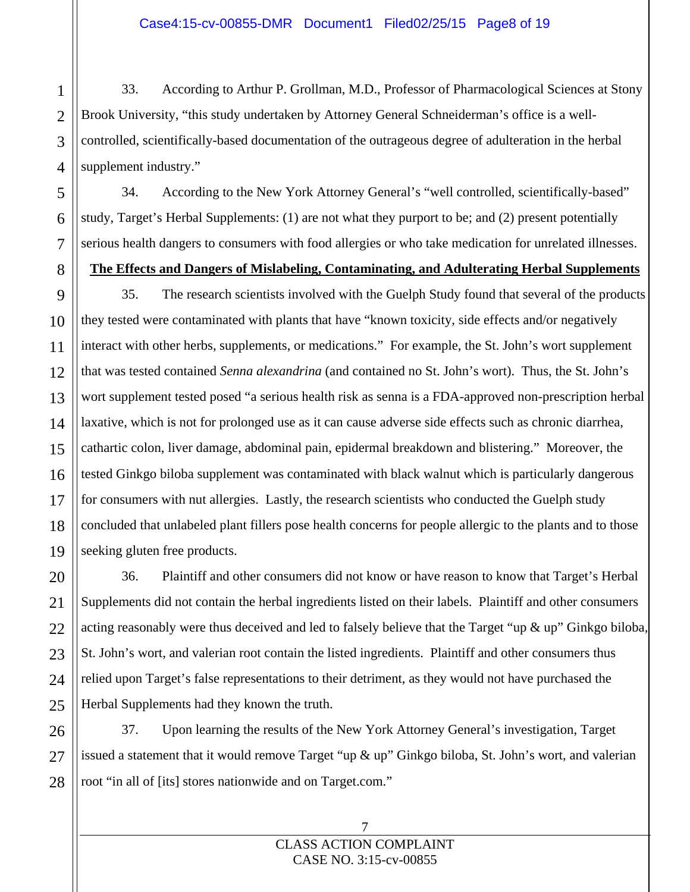33. According to Arthur P. Grollman, M.D., Professor of Pharmacological Sciences at Stony Brook University, "this study undertaken by Attorney General Schneiderman's office is a well-controlled, scientifically-based documentation of the outrageous degree of adulteration in the herbal supplement industry."

34. According to the New York Attorney General's "well controlled, scientifically-based" study, Target's Herbal Supplements: (1) are not what they purport to be; and (2) present potentially serious health dangers to consumers with food allergies or who take medication for unrelated illnesses.

**The Effects and Dangers of Mislabeling, Contaminating, and Adulterating Herbal Supplements**

35. The research scientists involved with the Guelph Study found that several of the products they tested were contaminated with plants that have "known toxicity, side effects and/or negatively interact with other herbs, supplements, or medications." For example, the St. John's wort supplement that was tested contained *Senna alexandrina* (and contained no St. John's wort). Thus, the St. John's wort supplement tested posed "a serious health risk as senna is a FDA-approved non-prescription herbal laxative, which is not for prolonged use as it can cause adverse side effects such as chronic diarrhea, cathartic colon, liver damage, abdominal pain, epidermal breakdown and blistering." Moreover, the tested Ginkgo biloba supplement was contaminated with black walnut which is particularly dangerous for consumers with nut allergies. Lastly, the research scientists who conducted the Guelph study concluded that unlabeled plant fillers pose health concerns for people allergic to the plants and to those seeking gluten free products.

36. Plaintiff and other consumers did not know or have reason to know that Target's Herbal Supplements did not contain the herbal ingredients listed on their labels. Plaintiff and other consumers acting reasonably were thus deceived and led to falsely believe that the Target "up & up" Ginkgo biloba, St. John's wort, and valerian root contain the listed ingredients. Plaintiff and other consumers thus relied upon Target's false representations to their detriment, as they would not have purchased the Herbal Supplements had they known the truth.

37. Upon learning the results of the New York Attorney General's investigation, Target issued a statement that it would remove Target "up & up" Ginkgo biloba, St. John's wort, and valerian root "in all of [its] stores nationwide and on Target.com."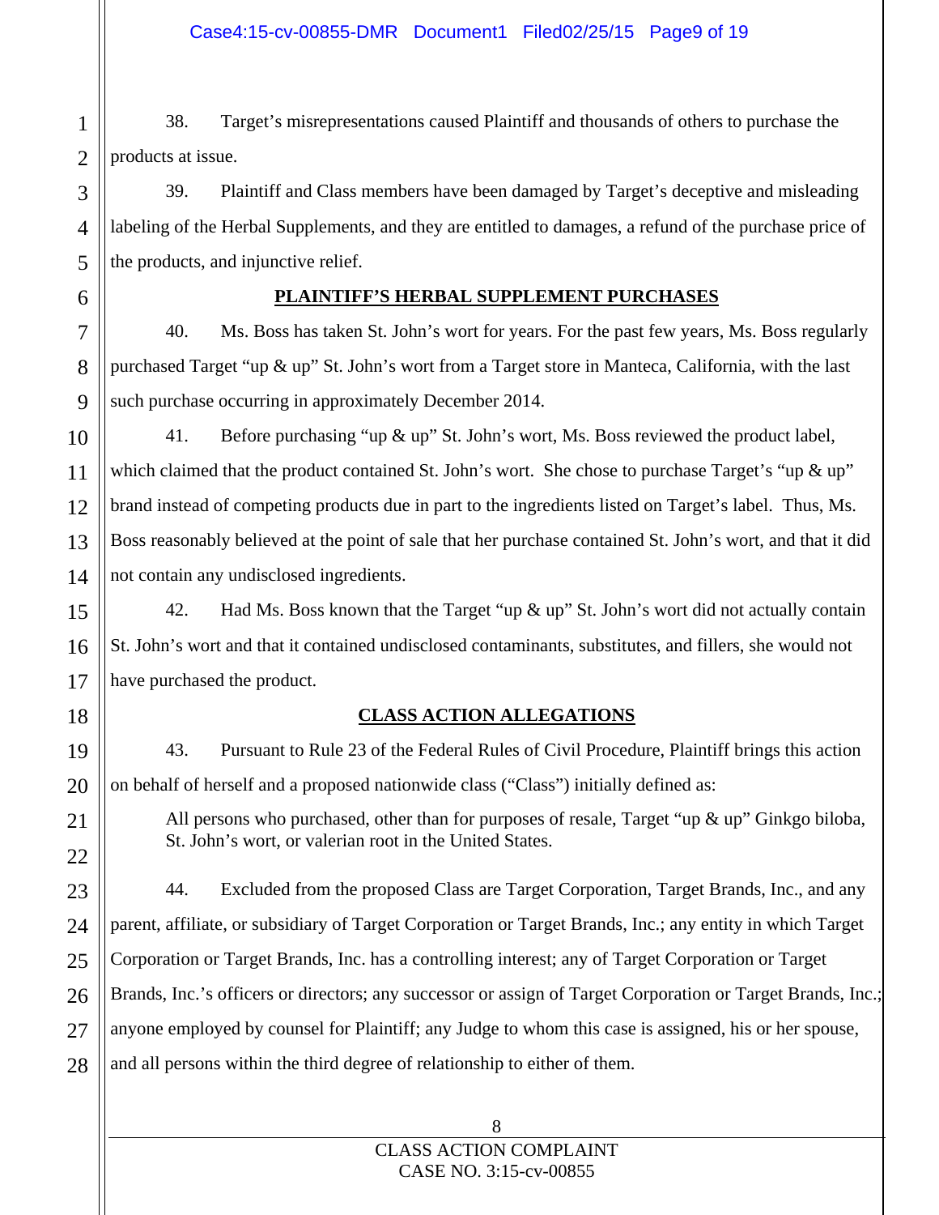38. Target's misrepresentations caused Plaintiff and thousands of others to purchase the products at issue.

39. Plaintiff and Class members have been damaged by Target's deceptive and misleading labeling of the Herbal Supplements, and they are entitled to damages, a refund of the purchase price of the products, and injunctive relief.

## PLAINTIFF'S HERBAL SUPPLEMENT PURCHASES

40. Ms. Boss has taken St. John's wort for years. For the past few years, Ms. Boss regularly purchased Target "up & up" St. John's wort from a Target store in Manteca, California, with the last such purchase occurring in approximately December 2014.

41. Before purchasing "up & up" St. John's wort, Ms. Boss reviewed the product label, which claimed that the product contained St. John's wort. She chose to purchase Target's "up & up" brand instead of competing products due in part to the ingredients listed on Target's label. Thus, Ms. Boss reasonably believed at the point of sale that her purchase contained St. John's wort, and that it did not contain any undisclosed ingredients.

42. Had Ms. Boss known that the Target "up & up" St. John's wort did not actually contain St. John's wort and that it contained undisclosed contaminants, substitutes, and fillers, she would not have purchased the product.

## CLASS ACTION ALLEGATIONS

43. Pursuant to Rule 23 of the Federal Rules of Civil Procedure, Plaintiff brings this action on behalf of herself and a proposed nationwide class ("Class") initially defined as:

> All persons who purchased, other than for purposes of resale, Target "up & up" Ginkgo biloba, St. John's wort, or valerian root in the United States.

44. Excluded from the proposed Class are Target Corporation, Target Brands, Inc., and any parent, affiliate, or subsidiary of Target Corporation or Target Brands, Inc.; any entity in which Target Corporation or Target Brands, Inc. has a controlling interest; any of Target Corporation or Target Brands, Inc.'s officers or directors; any successor or assign of Target Corporation or Target Brands, Inc.; anyone employed by counsel for Plaintiff; any Judge to whom this case is assigned, his or her spouse, and all persons within the third degree of relationship to either of them.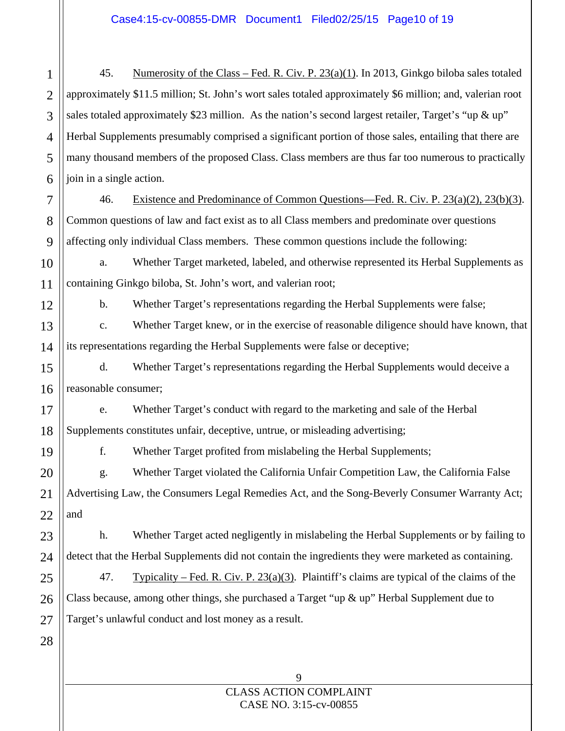45. Numerosity of the Class – Fed. R. Civ. P. 23(a)(1). In 2013, Ginkgo biloba sales totaled approximately $11.5 million; St. John's wort sales totaled approximately $6 million; and, valerian root sales totaled approximately $23 million. As the nation's second largest retailer, Target's "up & up" Herbal Supplements presumably comprised a significant portion of those sales, entailing that there are many thousand members of the proposed Class. Class members are thus far too numerous to practically join in a single action.

46. Existence and Predominance of Common Questions—Fed. R. Civ. P. 23(a)(2), 23(b)(3). Common questions of law and fact exist as to all Class members and predominate over questions affecting only individual Class members. These common questions include the following:

a. Whether Target marketed, labeled, and otherwise represented its Herbal Supplements as containing Ginkgo biloba, St. John's wort, and valerian root;

b. Whether Target's representations regarding the Herbal Supplements were false;

c. Whether Target knew, or in the exercise of reasonable diligence should have known, that its representations regarding the Herbal Supplements were false or deceptive;

d. Whether Target's representations regarding the Herbal Supplements would deceive a reasonable consumer;

e. Whether Target's conduct with regard to the marketing and sale of the Herbal Supplements constitutes unfair, deceptive, untrue, or misleading advertising;

f. Whether Target profited from mislabeling the Herbal Supplements;

g. Whether Target violated the California Unfair Competition Law, the California False Advertising Law, the Consumers Legal Remedies Act, and the Song-Beverly Consumer Warranty Act; and

h. Whether Target acted negligently in mislabeling the Herbal Supplements or by failing to detect that the Herbal Supplements did not contain the ingredients they were marketed as containing.

47. Typicality – Fed. R. Civ. P. 23(a)(3). Plaintiff's claims are typical of the claims of the Class because, among other things, she purchased a Target "up & up" Herbal Supplement due to Target's unlawful conduct and lost money as a result.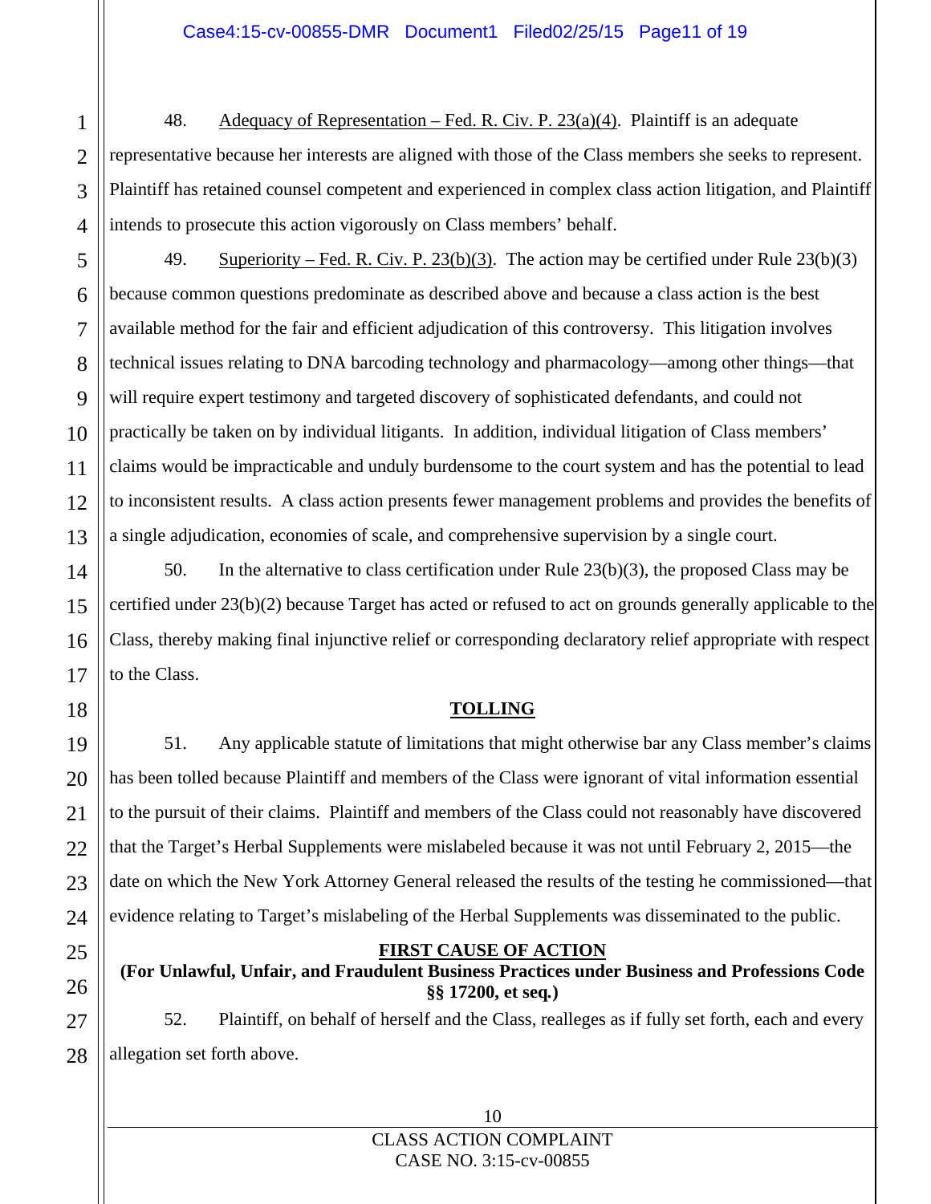48. Adequacy of Representation – Fed. R. Civ. P. 23(a)(4). Plaintiff is an adequate representative because her interests are aligned with those of the Class members she seeks to represent. Plaintiff has retained counsel competent and experienced in complex class action litigation, and Plaintiff intends to prosecute this action vigorously on Class members' behalf.

49. Superiority – Fed. R. Civ. P. 23(b)(3). The action may be certified under Rule 23(b)(3) because common questions predominate as described above and because a class action is the best available method for the fair and efficient adjudication of this controversy. This litigation involves technical issues relating to DNA barcoding technology and pharmacology—among other things—that will require expert testimony and targeted discovery of sophisticated defendants, and could not practically be taken on by individual litigants. In addition, individual litigation of Class members' claims would be impracticable and unduly burdensome to the court system and has the potential to lead to inconsistent results. A class action presents fewer management problems and provides the benefits of a single adjudication, economies of scale, and comprehensive supervision by a single court.

50. In the alternative to class certification under Rule 23(b)(3), the proposed Class may be certified under 23(b)(2) because Target has acted or refused to act on grounds generally applicable to the Class, thereby making final injunctive relief or corresponding declaratory relief appropriate with respect to the Class.

## TOLLING

51. Any applicable statute of limitations that might otherwise bar any Class member's claims has been tolled because Plaintiff and members of the Class were ignorant of vital information essential to the pursuit of their claims. Plaintiff and members of the Class could not reasonably have discovered that the Target's Herbal Supplements were mislabeled because it was not until February 2, 2015—the date on which the New York Attorney General released the results of the testing he commissioned—that evidence relating to Target's mislabeling of the Herbal Supplements was disseminated to the public.

## FIRST CAUSE OF ACTION

**(For Unlawful, Unfair, and Fraudulent Business Practices under Business and Professions Code §§ 17200, et seq.)**

52. Plaintiff, on behalf of herself and the Class, realleges as if fully set forth, each and every allegation set forth above.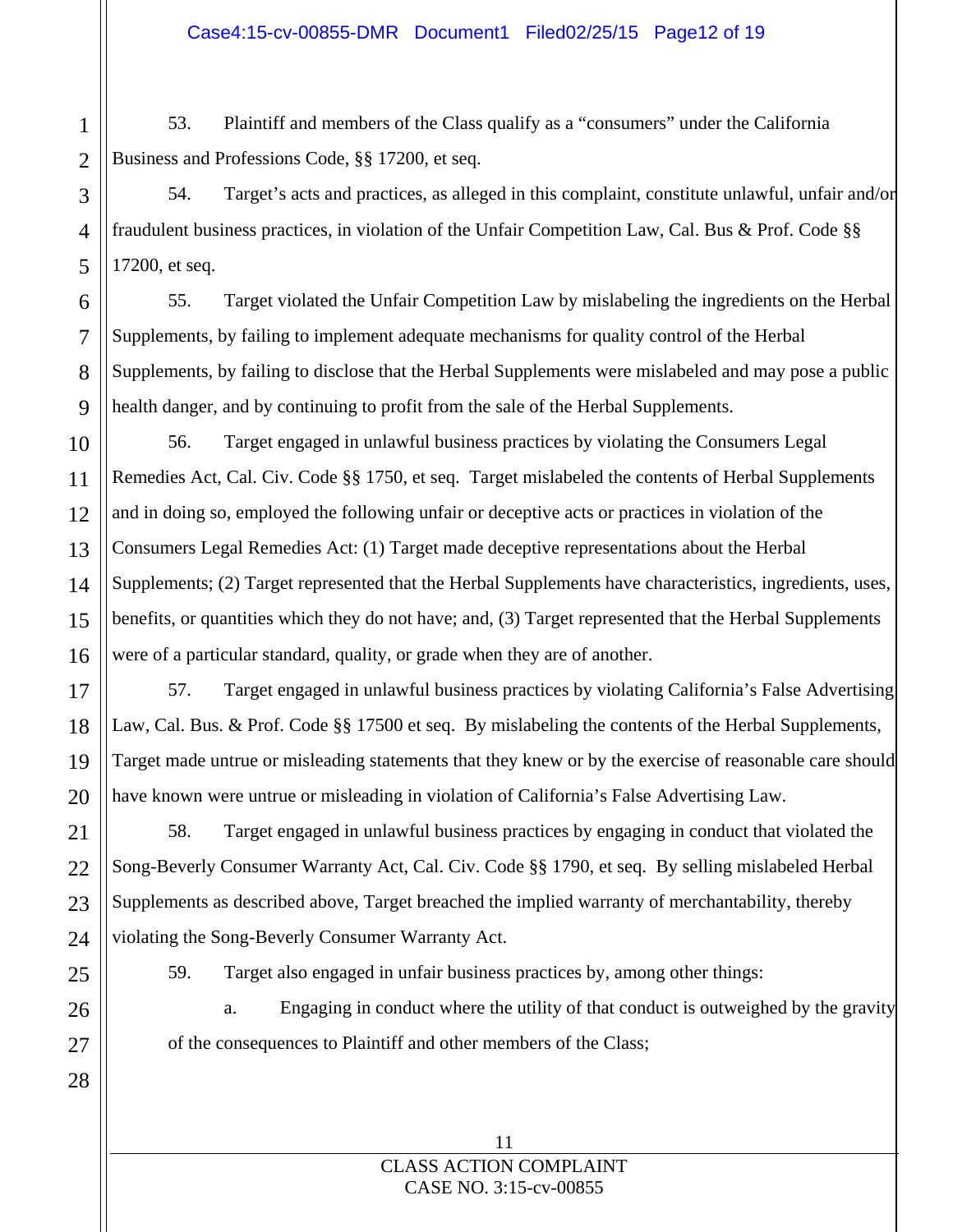53. Plaintiff and members of the Class qualify as a "consumers" under the California Business and Professions Code, §§ 17200, et seq.

54. Target's acts and practices, as alleged in this complaint, constitute unlawful, unfair and/or fraudulent business practices, in violation of the Unfair Competition Law, Cal. Bus & Prof. Code §§ 17200, et seq.

55. Target violated the Unfair Competition Law by mislabeling the ingredients on the Herbal Supplements, by failing to implement adequate mechanisms for quality control of the Herbal Supplements, by failing to disclose that the Herbal Supplements were mislabeled and may pose a public health danger, and by continuing to profit from the sale of the Herbal Supplements.

56. Target engaged in unlawful business practices by violating the Consumers Legal Remedies Act, Cal. Civ. Code §§ 1750, et seq. Target mislabeled the contents of Herbal Supplements and in doing so, employed the following unfair or deceptive acts or practices in violation of the Consumers Legal Remedies Act: (1) Target made deceptive representations about the Herbal Supplements; (2) Target represented that the Herbal Supplements have characteristics, ingredients, uses, benefits, or quantities which they do not have; and, (3) Target represented that the Herbal Supplements were of a particular standard, quality, or grade when they are of another.

57. Target engaged in unlawful business practices by violating California's False Advertising Law, Cal. Bus. & Prof. Code §§ 17500 et seq. By mislabeling the contents of the Herbal Supplements, Target made untrue or misleading statements that they knew or by the exercise of reasonable care should have known were untrue or misleading in violation of California's False Advertising Law.

58. Target engaged in unlawful business practices by engaging in conduct that violated the Song-Beverly Consumer Warranty Act, Cal. Civ. Code §§ 1790, et seq. By selling mislabeled Herbal Supplements as described above, Target breached the implied warranty of merchantability, thereby violating the Song-Beverly Consumer Warranty Act.

59. Target also engaged in unfair business practices by, among other things:

a. Engaging in conduct where the utility of that conduct is outweighed by the gravity of the consequences to Plaintiff and other members of the Class;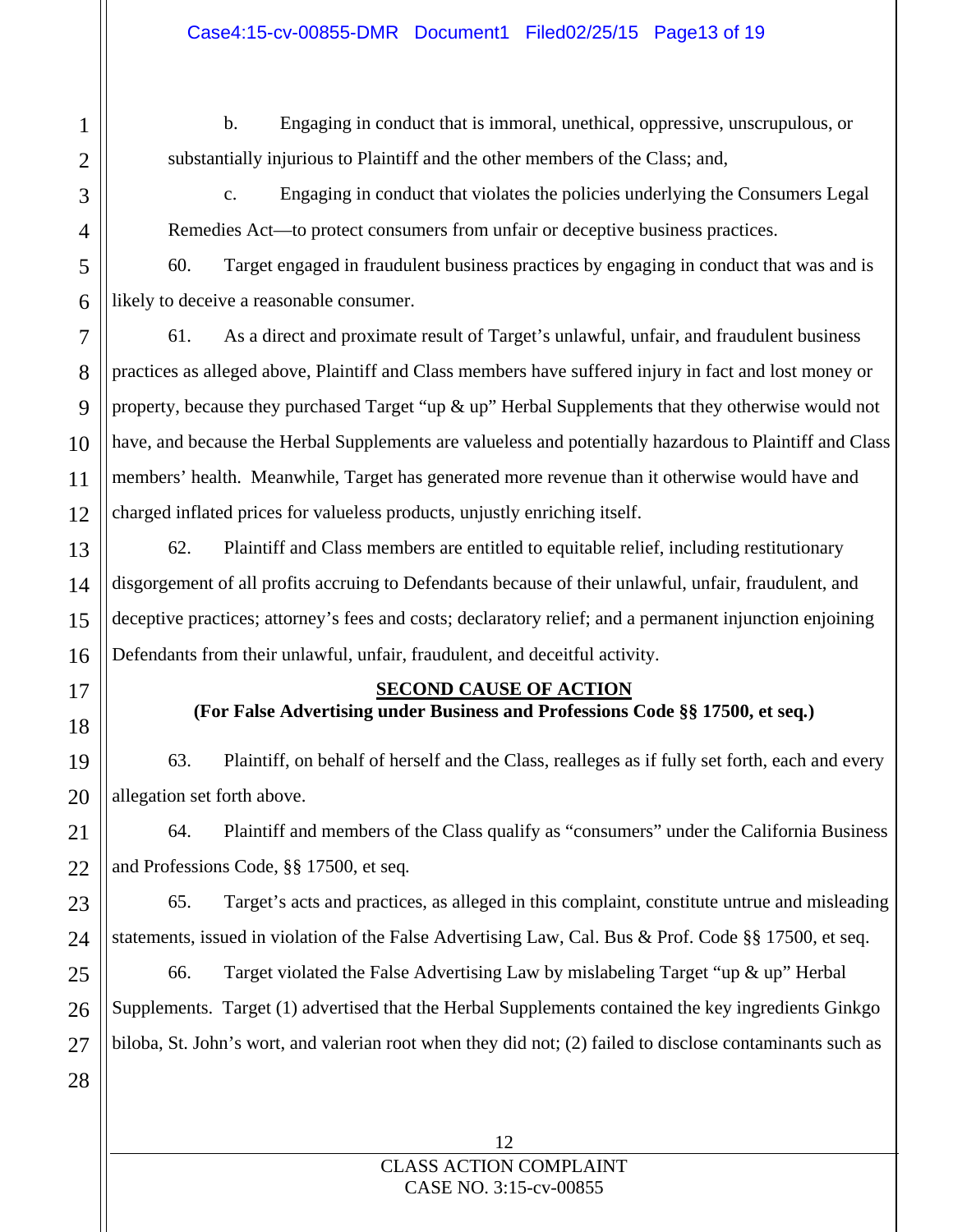b. Engaging in conduct that is immoral, unethical, oppressive, unscrupulous, or substantially injurious to Plaintiff and the other members of the Class; and,

c. Engaging in conduct that violates the policies underlying the Consumers Legal Remedies Act—to protect consumers from unfair or deceptive business practices.

60. Target engaged in fraudulent business practices by engaging in conduct that was and is likely to deceive a reasonable consumer.

61. As a direct and proximate result of Target's unlawful, unfair, and fraudulent business practices as alleged above, Plaintiff and Class members have suffered injury in fact and lost money or property, because they purchased Target "up & up" Herbal Supplements that they otherwise would not have, and because the Herbal Supplements are valueless and potentially hazardous to Plaintiff and Class members' health. Meanwhile, Target has generated more revenue than it otherwise would have and charged inflated prices for valueless products, unjustly enriching itself.

62. Plaintiff and Class members are entitled to equitable relief, including restitutionary disgorgement of all profits accruing to Defendants because of their unlawful, unfair, fraudulent, and deceptive practices; attorney's fees and costs; declaratory relief; and a permanent injunction enjoining Defendants from their unlawful, unfair, fraudulent, and deceitful activity.

**SECOND CAUSE OF ACTION**
**(For False Advertising under Business and Professions Code §§ 17500, et seq.)**

63. Plaintiff, on behalf of herself and the Class, realleges as if fully set forth, each and every allegation set forth above.

64. Plaintiff and members of the Class qualify as "consumers" under the California Business and Professions Code, §§ 17500, et seq.

65. Target's acts and practices, as alleged in this complaint, constitute untrue and misleading statements, issued in violation of the False Advertising Law, Cal. Bus & Prof. Code §§ 17500, et seq.

66. Target violated the False Advertising Law by mislabeling Target "up & up" Herbal Supplements. Target (1) advertised that the Herbal Supplements contained the key ingredients Ginkgo biloba, St. John's wort, and valerian root when they did not; (2) failed to disclose contaminants such as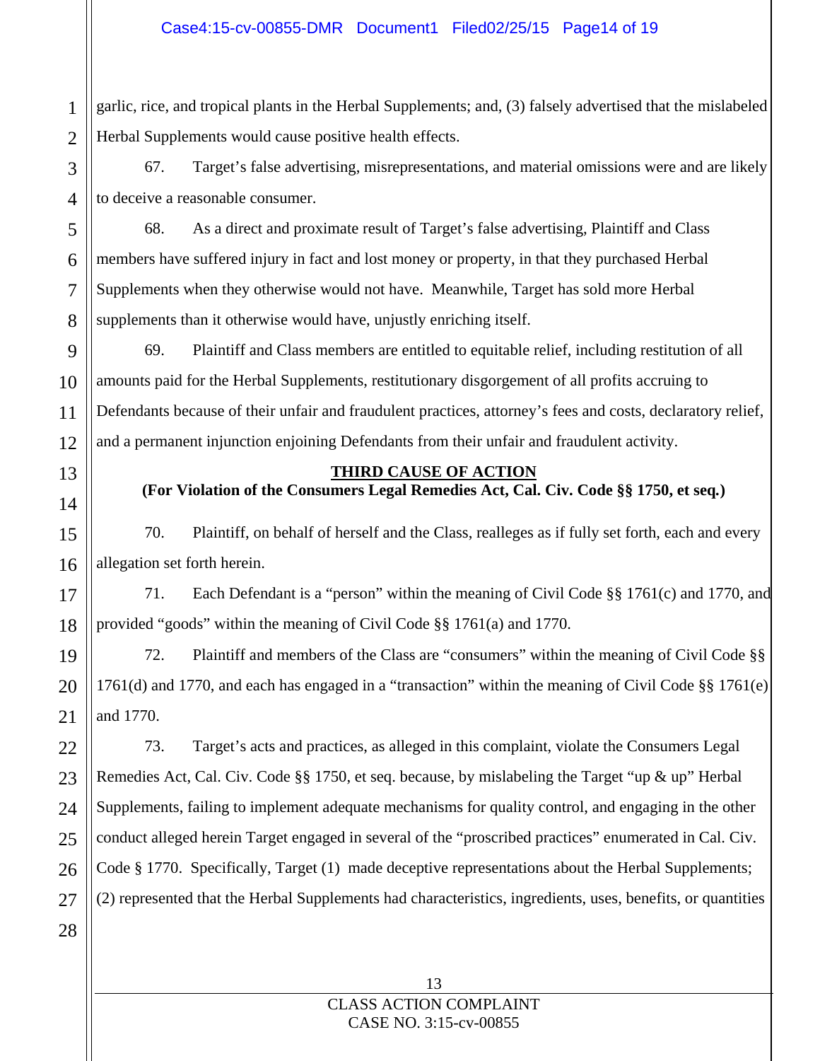garlic, rice, and tropical plants in the Herbal Supplements; and, (3) falsely advertised that the mislabeled Herbal Supplements would cause positive health effects.

67. Target's false advertising, misrepresentations, and material omissions were and are likely to deceive a reasonable consumer.

68. As a direct and proximate result of Target's false advertising, Plaintiff and Class members have suffered injury in fact and lost money or property, in that they purchased Herbal Supplements when they otherwise would not have. Meanwhile, Target has sold more Herbal supplements than it otherwise would have, unjustly enriching itself.

69. Plaintiff and Class members are entitled to equitable relief, including restitution of all amounts paid for the Herbal Supplements, restitutionary disgorgement of all profits accruing to Defendants because of their unfair and fraudulent practices, attorney's fees and costs, declaratory relief, and a permanent injunction enjoining Defendants from their unfair and fraudulent activity.

## THIRD CAUSE OF ACTION

**(For Violation of the Consumers Legal Remedies Act, Cal. Civ. Code §§ 1750, et seq.)**

70. Plaintiff, on behalf of herself and the Class, realleges as if fully set forth, each and every allegation set forth herein.

71. Each Defendant is a "person" within the meaning of Civil Code §§ 1761(c) and 1770, and provided "goods" within the meaning of Civil Code §§ 1761(a) and 1770.

72. Plaintiff and members of the Class are "consumers" within the meaning of Civil Code §§ 1761(d) and 1770, and each has engaged in a "transaction" within the meaning of Civil Code §§ 1761(e) and 1770.

73. Target's acts and practices, as alleged in this complaint, violate the Consumers Legal Remedies Act, Cal. Civ. Code §§ 1750, et seq. because, by mislabeling the Target "up & up" Herbal Supplements, failing to implement adequate mechanisms for quality control, and engaging in the other conduct alleged herein Target engaged in several of the "proscribed practices" enumerated in Cal. Civ. Code § 1770. Specifically, Target (1) made deceptive representations about the Herbal Supplements; (2) represented that the Herbal Supplements had characteristics, ingredients, uses, benefits, or quantities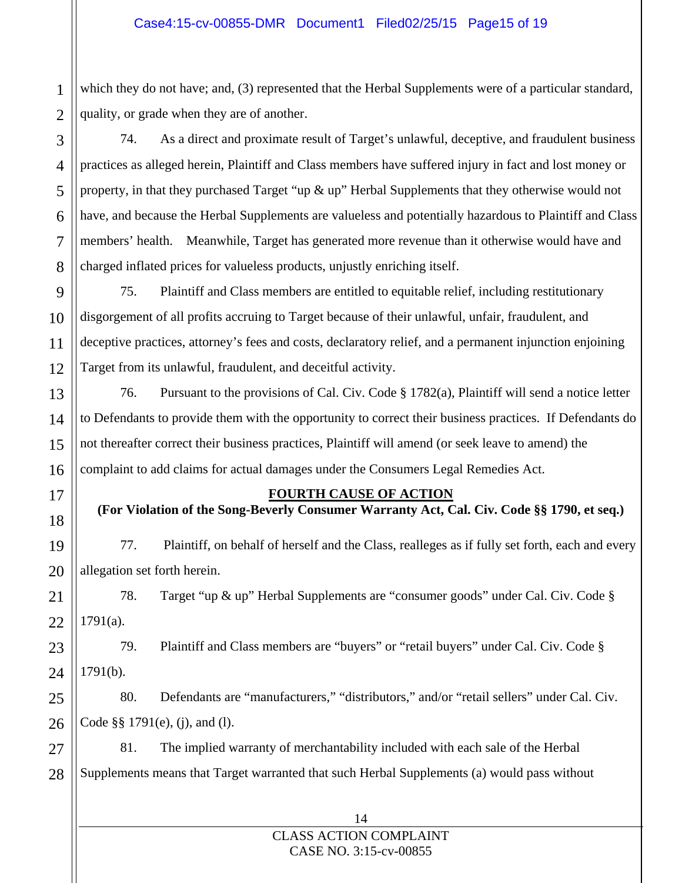which they do not have; and, (3) represented that the Herbal Supplements were of a particular standard, quality, or grade when they are of another.

74. As a direct and proximate result of Target's unlawful, deceptive, and fraudulent business practices as alleged herein, Plaintiff and Class members have suffered injury in fact and lost money or property, in that they purchased Target "up & up" Herbal Supplements that they otherwise would not have, and because the Herbal Supplements are valueless and potentially hazardous to Plaintiff and Class members' health. Meanwhile, Target has generated more revenue than it otherwise would have and charged inflated prices for valueless products, unjustly enriching itself.

75. Plaintiff and Class members are entitled to equitable relief, including restitutionary disgorgement of all profits accruing to Target because of their unlawful, unfair, fraudulent, and deceptive practices, attorney's fees and costs, declaratory relief, and a permanent injunction enjoining Target from its unlawful, fraudulent, and deceitful activity.

76. Pursuant to the provisions of Cal. Civ. Code § 1782(a), Plaintiff will send a notice letter to Defendants to provide them with the opportunity to correct their business practices. If Defendants do not thereafter correct their business practices, Plaintiff will amend (or seek leave to amend) the complaint to add claims for actual damages under the Consumers Legal Remedies Act.

**FOURTH CAUSE OF ACTION**

**(For Violation of the Song-Beverly Consumer Warranty Act, Cal. Civ. Code §§ 1790, et seq.)**

77. Plaintiff, on behalf of herself and the Class, realleges as if fully set forth, each and every allegation set forth herein.

78. Target "up & up" Herbal Supplements are "consumer goods" under Cal. Civ. Code § 1791(a).

79. Plaintiff and Class members are "buyers" or "retail buyers" under Cal. Civ. Code § 1791(b).

80. Defendants are "manufacturers," "distributors," and/or "retail sellers" under Cal. Civ. Code §§ 1791(e), (j), and (l).

81. The implied warranty of merchantability included with each sale of the Herbal Supplements means that Target warranted that such Herbal Supplements (a) would pass without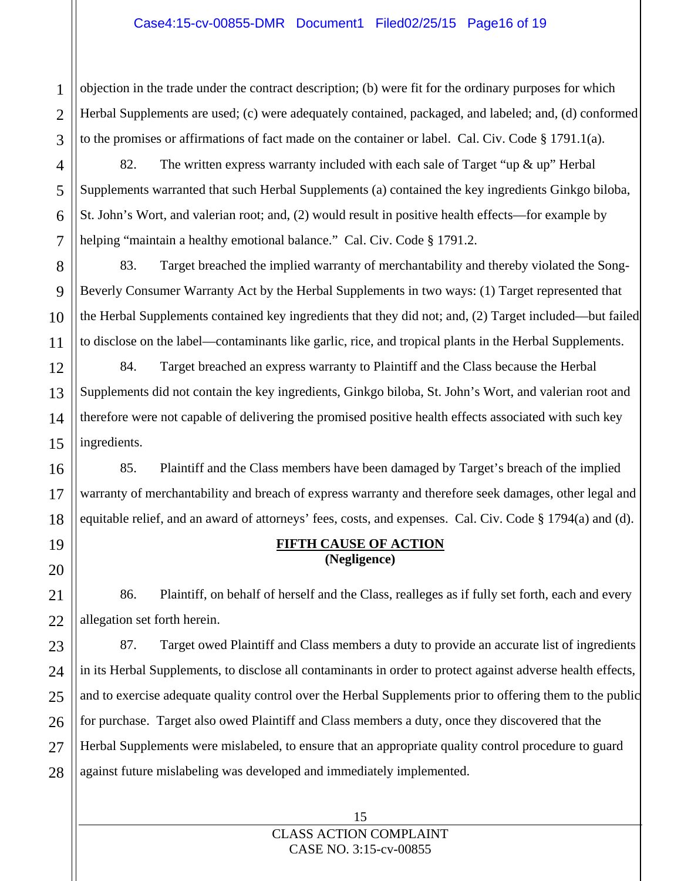objection in the trade under the contract description; (b) were fit for the ordinary purposes for which Herbal Supplements are used; (c) were adequately contained, packaged, and labeled; and, (d) conformed to the promises or affirmations of fact made on the container or label. Cal. Civ. Code § 1791.1(a).

82. The written express warranty included with each sale of Target "up & up" Herbal Supplements warranted that such Herbal Supplements (a) contained the key ingredients Ginkgo biloba, St. John's Wort, and valerian root; and, (2) would result in positive health effects—for example by helping "maintain a healthy emotional balance." Cal. Civ. Code § 1791.2.

83. Target breached the implied warranty of merchantability and thereby violated the Song-Beverly Consumer Warranty Act by the Herbal Supplements in two ways: (1) Target represented that the Herbal Supplements contained key ingredients that they did not; and, (2) Target included—but failed to disclose on the label—contaminants like garlic, rice, and tropical plants in the Herbal Supplements.

84. Target breached an express warranty to Plaintiff and the Class because the Herbal Supplements did not contain the key ingredients, Ginkgo biloba, St. John's Wort, and valerian root and therefore were not capable of delivering the promised positive health effects associated with such key ingredients.

85. Plaintiff and the Class members have been damaged by Target's breach of the implied warranty of merchantability and breach of express warranty and therefore seek damages, other legal and equitable relief, and an award of attorneys' fees, costs, and expenses. Cal. Civ. Code § 1794(a) and (d).

## FIFTH CAUSE OF ACTION
**(Negligence)**

86. Plaintiff, on behalf of herself and the Class, realleges as if fully set forth, each and every allegation set forth herein.

87. Target owed Plaintiff and Class members a duty to provide an accurate list of ingredients in its Herbal Supplements, to disclose all contaminants in order to protect against adverse health effects, and to exercise adequate quality control over the Herbal Supplements prior to offering them to the public for purchase. Target also owed Plaintiff and Class members a duty, once they discovered that the Herbal Supplements were mislabeled, to ensure that an appropriate quality control procedure to guard against future mislabeling was developed and immediately implemented.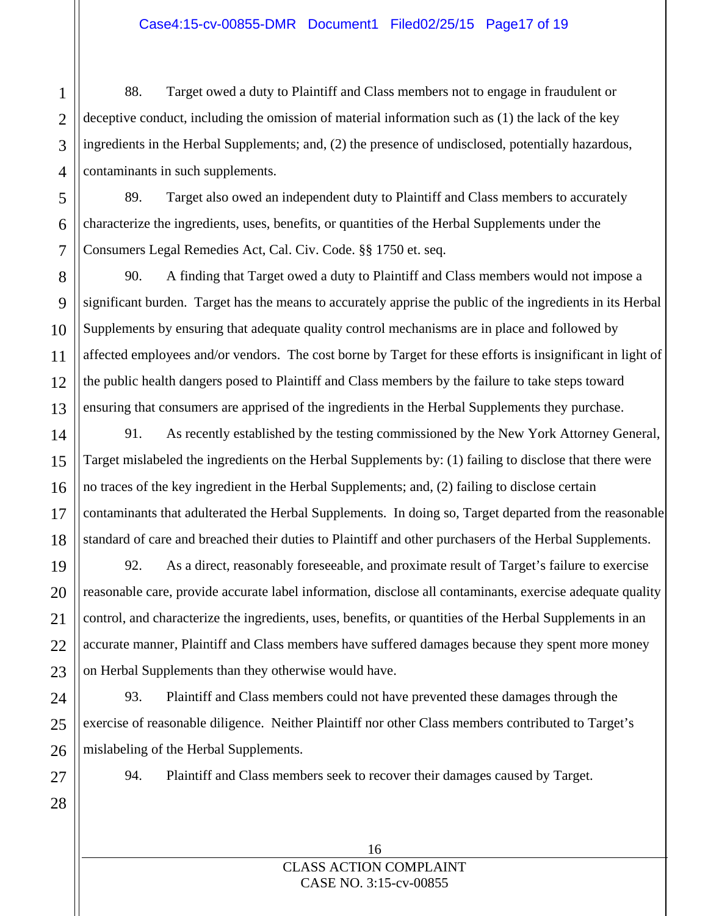88. Target owed a duty to Plaintiff and Class members not to engage in fraudulent or deceptive conduct, including the omission of material information such as (1) the lack of the key ingredients in the Herbal Supplements; and, (2) the presence of undisclosed, potentially hazardous, contaminants in such supplements.

89. Target also owed an independent duty to Plaintiff and Class members to accurately characterize the ingredients, uses, benefits, or quantities of the Herbal Supplements under the Consumers Legal Remedies Act, Cal. Civ. Code. §§ 1750 et. seq.

90. A finding that Target owed a duty to Plaintiff and Class members would not impose a significant burden. Target has the means to accurately apprise the public of the ingredients in its Herbal Supplements by ensuring that adequate quality control mechanisms are in place and followed by affected employees and/or vendors. The cost borne by Target for these efforts is insignificant in light of the public health dangers posed to Plaintiff and Class members by the failure to take steps toward ensuring that consumers are apprised of the ingredients in the Herbal Supplements they purchase.

91. As recently established by the testing commissioned by the New York Attorney General, Target mislabeled the ingredients on the Herbal Supplements by: (1) failing to disclose that there were no traces of the key ingredient in the Herbal Supplements; and, (2) failing to disclose certain contaminants that adulterated the Herbal Supplements. In doing so, Target departed from the reasonable standard of care and breached their duties to Plaintiff and other purchasers of the Herbal Supplements.

92. As a direct, reasonably foreseeable, and proximate result of Target's failure to exercise reasonable care, provide accurate label information, disclose all contaminants, exercise adequate quality control, and characterize the ingredients, uses, benefits, or quantities of the Herbal Supplements in an accurate manner, Plaintiff and Class members have suffered damages because they spent more money on Herbal Supplements than they otherwise would have.

93. Plaintiff and Class members could not have prevented these damages through the exercise of reasonable diligence. Neither Plaintiff nor other Class members contributed to Target's mislabeling of the Herbal Supplements.

94. Plaintiff and Class members seek to recover their damages caused by Target.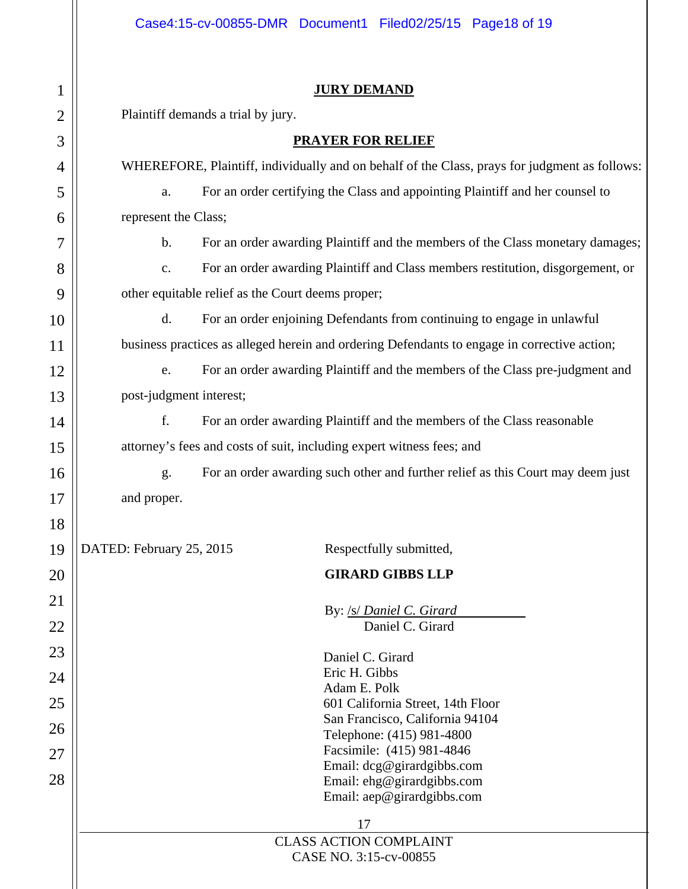## JURY DEMAND

Plaintiff demands a trial by jury.

## PRAYER FOR RELIEF

WHEREFORE, Plaintiff, individually and on behalf of the Class, prays for judgment as follows:

a. For an order certifying the Class and appointing Plaintiff and her counsel to represent the Class;

b. For an order awarding Plaintiff and the members of the Class monetary damages;

c. For an order awarding Plaintiff and Class members restitution, disgorgement, or other equitable relief as the Court deems proper;

d. For an order enjoining Defendants from continuing to engage in unlawful business practices as alleged herein and ordering Defendants to engage in corrective action;

e. For an order awarding Plaintiff and the members of the Class pre-judgment and post-judgment interest;

f. For an order awarding Plaintiff and the members of the Class reasonable attorney's fees and costs of suit, including expert witness fees; and

g. For an order awarding such other and further relief as this Court may deem just and proper.

DATED: February 25, 2015

Respectfully submitted,

**GIRARD GIBBS LLP**

By: /s/ *Daniel C. Girard*
Daniel C. Girard

Daniel C. Girard
Eric H. Gibbs
Adam E. Polk
601 California Street, 14th Floor
San Francisco, California 94104
Telephone: (415) 981-4800
Facsimile: (415) 981-4846
Email: dcg@girardgibbs.com
Email: ehg@girardgibbs.com
Email: aep@girardgibbs.com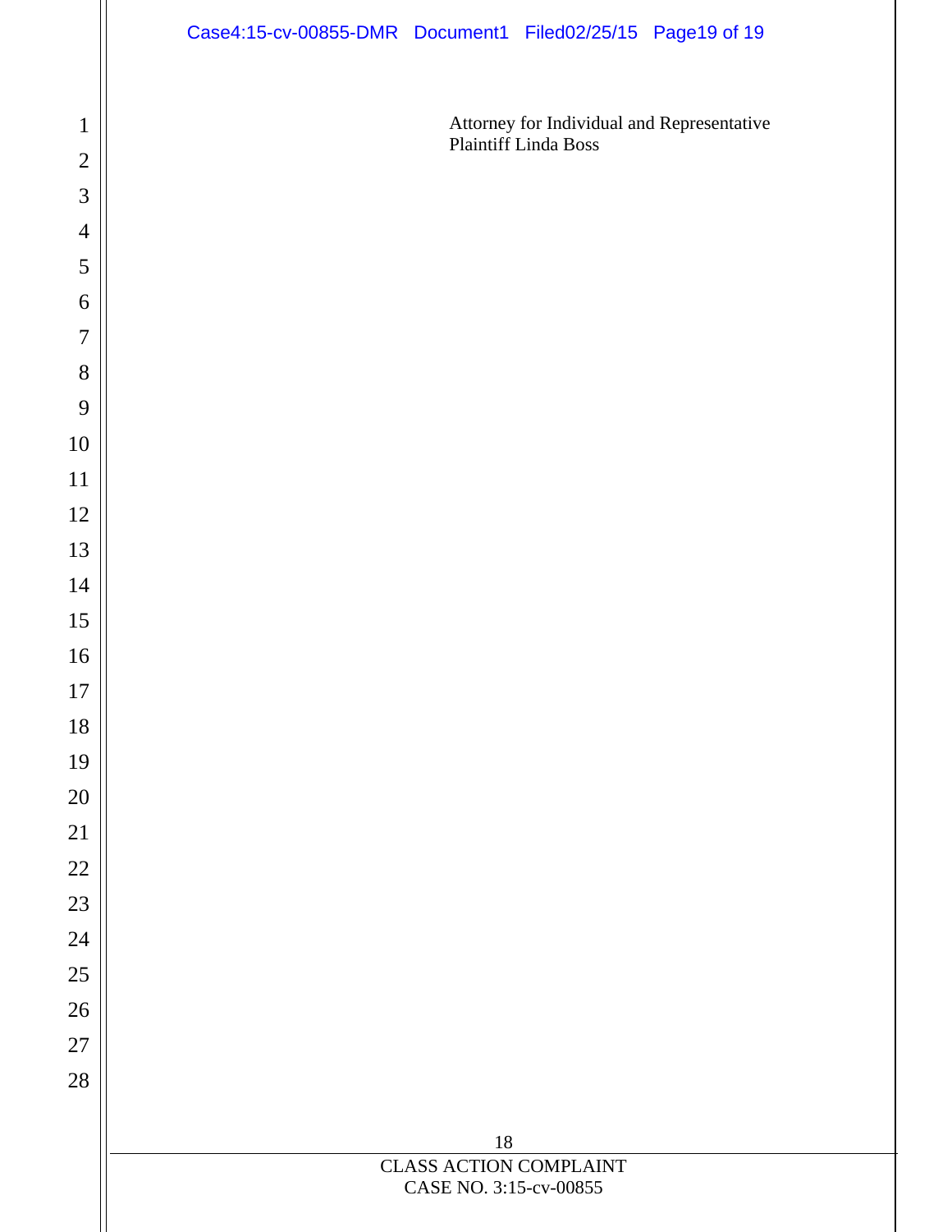Attorney for Individual and Representative
Plaintiff Linda Boss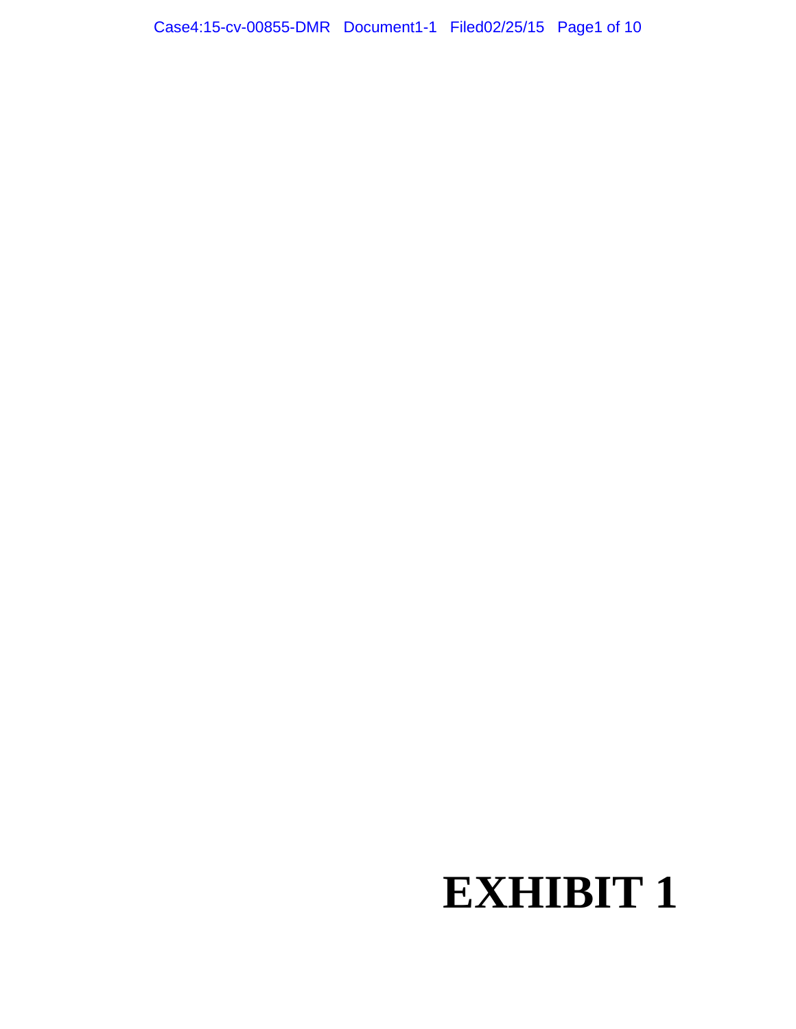# EXHIBIT 1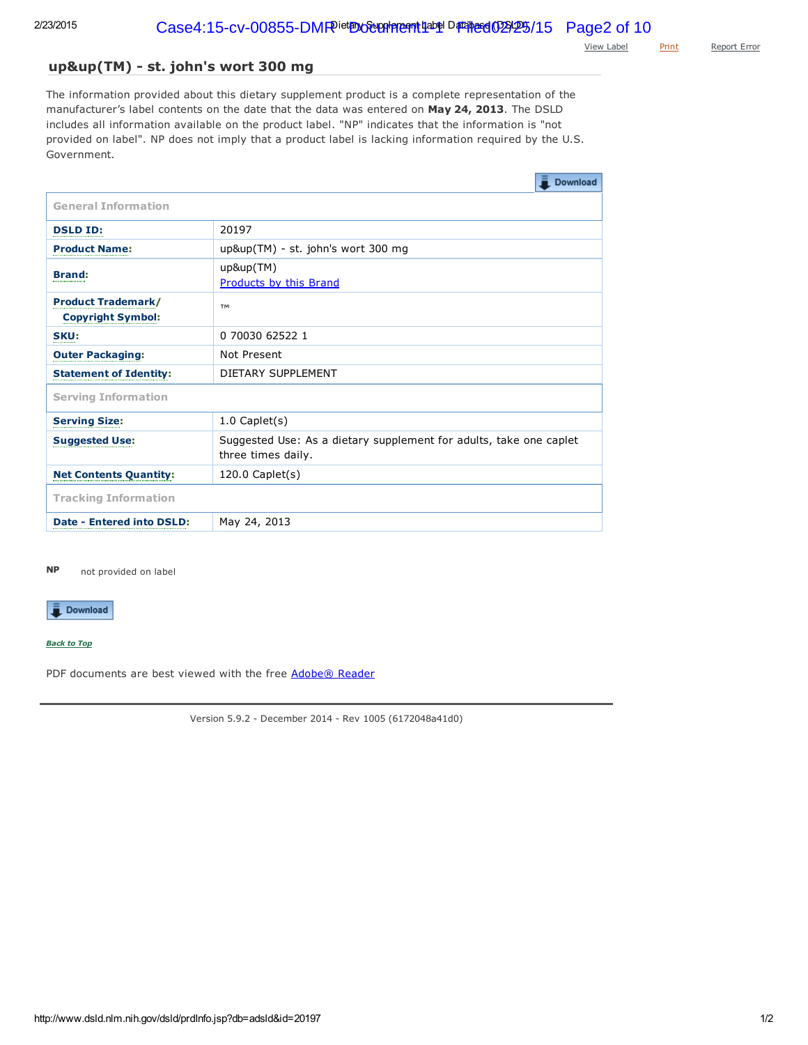View Label    Print    Report Error

## up&up(TM) - st. john's wort 300 mg

The information provided about this dietary supplement product is a complete representation of the manufacturer's label contents on the date that the data was entered on **May 24, 2013**. The DSLD includes all information available on the product label. "NP" indicates that the information is "not provided on label". NP does not imply that a product label is lacking information required by the U.S. Government.

Download

| General Information | |
|---|---|
| **DSLD ID:** | 20197 |
| **Product Name:** | up&up(TM) - st. john's wort 300 mg |
| **Brand:** | up&up(TM)<br>Products by this Brand |
| **Product Trademark/ Copyright Symbol:** | ™ |
| **SKU:** | 0 70030 62522 1 |
| **Outer Packaging:** | Not Present |
| **Statement of Identity:** | DIETARY SUPPLEMENT |
| **Serving Information** | |
| **Serving Size:** | 1.0 Caplet(s) |
| **Suggested Use:** | Suggested Use: As a dietary supplement for adults, take one caplet three times daily. |
| **Net Contents Quantity:** | 120.0 Caplet(s) |
| **Tracking Information** | |
| **Date - Entered into DSLD:** | May 24, 2013 |

**NP** not provided on label

Download

*Back to Top*

PDF documents are best viewed with the free Adobe® Reader

Version 5.9.2 - December 2014 - Rev 1005 (6172048a41d0)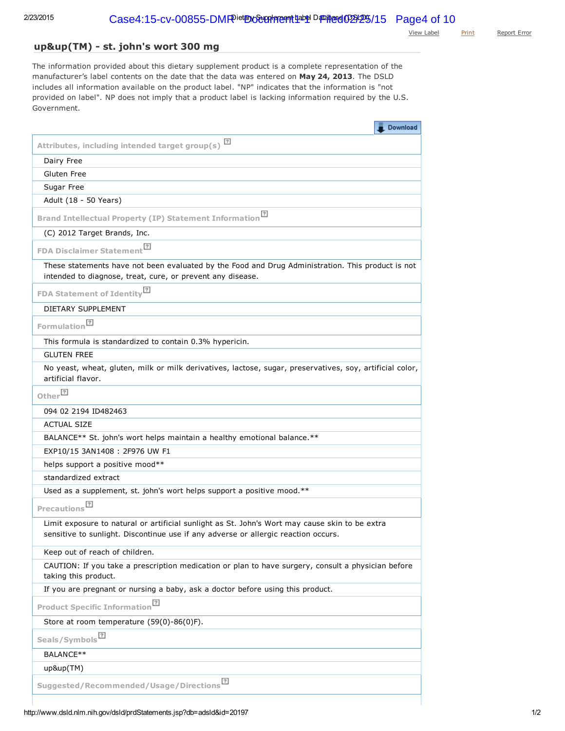## up&up(TM) - st. john's wort 300 mg

The information provided about this dietary supplement product is a complete representation of the manufacturer's label contents on the date that the data was entered on **May 24, 2013**. The DSLD includes all information available on the product label. "NP" indicates that the information is "not provided on label". NP does not imply that a product label is lacking information required by the U.S. Government.

| Attributes, including intended target group(s) |
|---|
| Dairy Free |
| Gluten Free |
| Sugar Free |
| Adult (18 - 50 Years) |
| **Brand Intellectual Property (IP) Statement Information** |
| (C) 2012 Target Brands, Inc. |
| **FDA Disclaimer Statement** |
| These statements have not been evaluated by the Food and Drug Administration. This product is not intended to diagnose, treat, cure, or prevent any disease. |
| **FDA Statement of Identity** |
| DIETARY SUPPLEMENT |
| **Formulation** |
| This formula is standardized to contain 0.3% hypericin. |
| GLUTEN FREE |
| No yeast, wheat, gluten, milk or milk derivatives, lactose, sugar, preservatives, soy, artificial color, artificial flavor. |
| **Other** |
| 094 02 2194 ID482463 |
| ACTUAL SIZE |
| BALANCE** St. john's wort helps maintain a healthy emotional balance.** |
| EXP10/15 3AN1408 : 2F976 UW F1 |
| helps support a positive mood** |
| standardized extract |
| Used as a supplement, st. john's wort helps support a positive mood.** |
| **Precautions** |
| Limit exposure to natural or artificial sunlight as St. John's Wort may cause skin to be extra sensitive to sunlight. Discontinue use if any adverse or allergic reaction occurs. |
| Keep out of reach of children. |
| CAUTION: If you take a prescription medication or plan to have surgery, consult a physician before taking this product. |
| If you are pregnant or nursing a baby, ask a doctor before using this product. |
| **Product Specific Information** |
| Store at room temperature (59(0)-86(0)F). |
| **Seals/Symbols** |
| BALANCE** |
| up&up(TM) |
| **Suggested/Recommended/Usage/Directions** |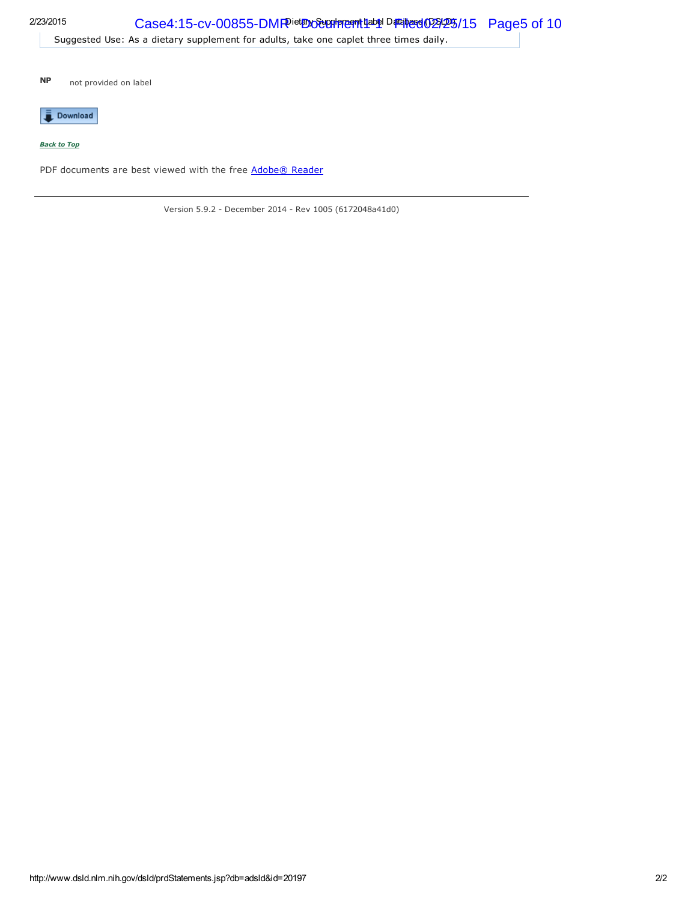Suggested Use: As a dietary supplement for adults, take one caplet three times daily.

**NP** not provided on label

Download

*Back to Top*

PDF documents are best viewed with the free Adobe® Reader

---

Version 5.9.2 - December 2014 - Rev 1005 (6172048a41d0)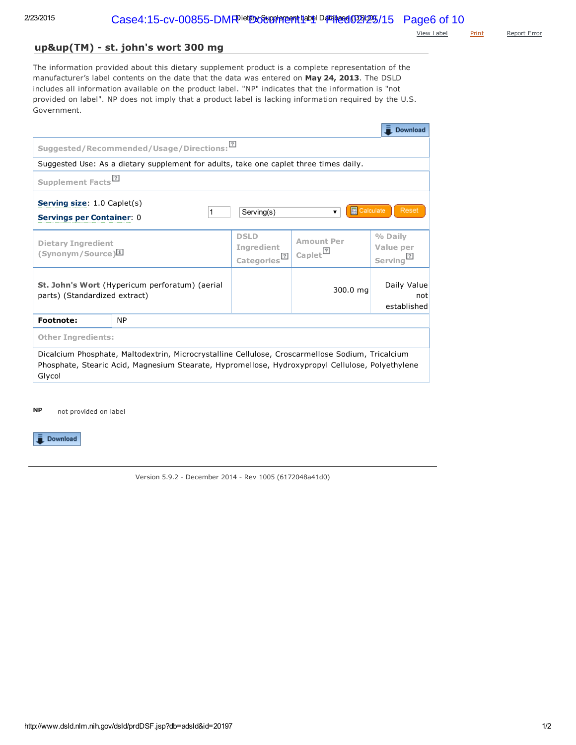View Label    Print    Report Error

## up&up(TM) - st. john's wort 300 mg

The information provided about this dietary supplement product is a complete representation of the manufacturer's label contents on the date that the data was entered on **May 24, 2013**. The DSLD includes all information available on the product label. "NP" indicates that the information is "not provided on label". NP does not imply that a product label is lacking information required by the U.S. Government.

Download

**Suggested/Recommended/Usage/Directions:**

Suggested Use: As a dietary supplement for adults, take one caplet three times daily.

**Supplement Facts**

**Serving size**: 1.0 Caplet(s)

**Servings per Container**: 0

1 Serving(s) Calculate Reset

| Dietary Ingredient (Synonym/Source) | DSLD Ingredient Categories | Amount Per Caplet | % Daily Value per Serving |
|---|---|---|---|
| **St. John's Wort** (Hypericum perforatum) (aerial parts) (Standardized extract) | | 300.0 mg | Daily Value not established |

| **Footnote:** | NP |
|---|---|

**Other Ingredients:**

Dicalcium Phosphate, Maltodextrin, Microcrystalline Cellulose, Croscarmellose Sodium, Tricalcium Phosphate, Stearic Acid, Magnesium Stearate, Hypromellose, Hydroxypropyl Cellulose, Polyethylene Glycol

**NP** not provided on label

Download

Version 5.9.2 - December 2014 - Rev 1005 (6172048a41d0)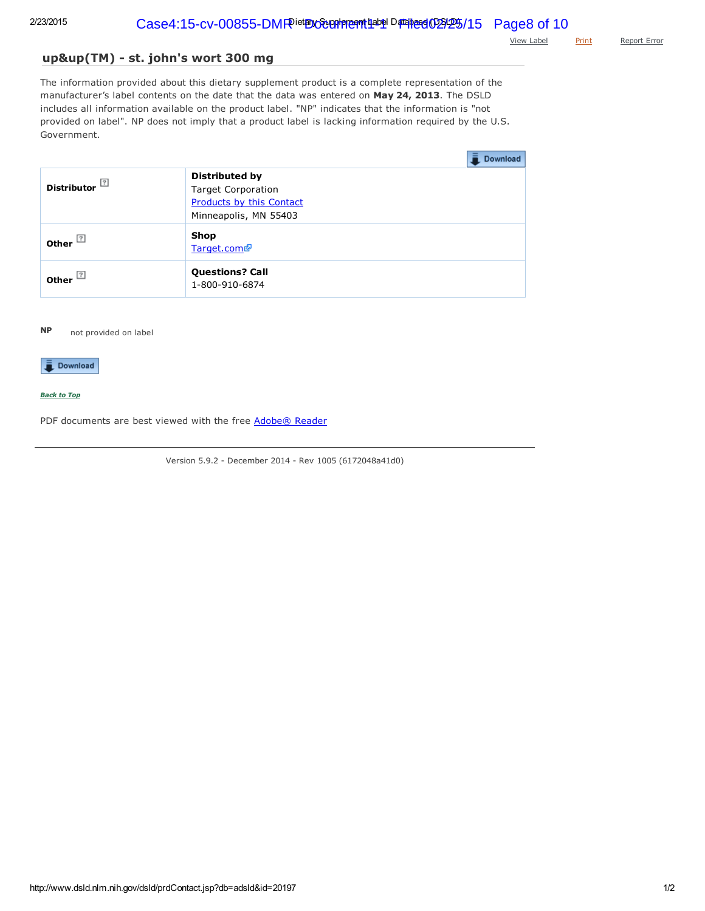View Label    Print    Report Error

## up&up(TM) - st. john's wort 300 mg

The information provided about this dietary supplement product is a complete representation of the manufacturer's label contents on the date that the data was entered on **May 24, 2013**. The DSLD includes all information available on the product label. "NP" indicates that the information is "not provided on label". NP does not imply that a product label is lacking information required by the U.S. Government.

Download

| | |
|---|---|
| **Distributor** | **Distributed by**<br>Target Corporation<br>Products by this Contact<br>Minneapolis, MN 55403 |
| **Other** | **Shop**<br>Target.com |
| **Other** | **Questions? Call**<br>1-800-910-6874 |

**NP** not provided on label

Download

*Back to Top*

PDF documents are best viewed with the free Adobe® Reader

Version 5.9.2 - December 2014 - Rev 1005 (6172048a41d0)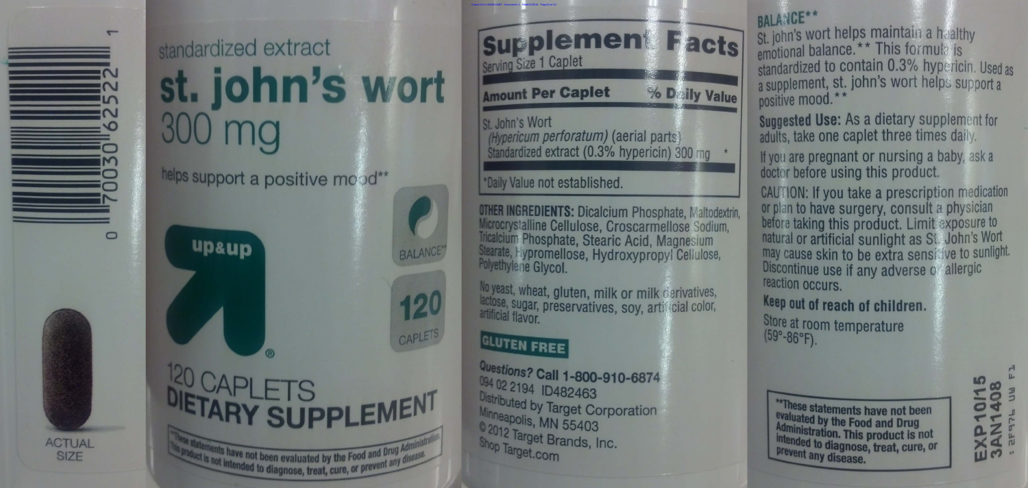0 70030 62522 1

ACTUAL SIZE

standardized extract

# st. john's wort 300 mg

helps support a positive mood**

up&up

BALANCE**

120 CAPLETS

120 CAPLETS
**DIETARY SUPPLEMENT**

**These statements have not been evaluated by the Food and Drug Administration. This product is not intended to diagnose, treat, cure, or prevent any disease.

## Supplement Facts

Serving Size 1 Caplet

| Amount Per Caplet | % Daily Value |
| --- | --- |
| St. John's Wort *(Hypericum perforatum)* (aerial parts) Standardized extract (0.3% hypericin) 300 mg | * |

*Daily Value not established.

**OTHER INGREDIENTS:** Dicalcium Phosphate, Maltodextrin, Microcrystalline Cellulose, Croscarmellose Sodium, Tricalcium Phosphate, Stearic Acid, Magnesium Stearate, Hypromellose, Hydroxypropyl Cellulose, Polyethylene Glycol.

No yeast, wheat, gluten, milk or milk derivatives, lactose, sugar, preservatives, soy, artificial color, artificial flavor.

**GLUTEN FREE**

***Questions?* Call 1-800-910-6874**
094 02 2194 ID482463
Distributed by Target Corporation
Minneapolis, MN 55403
© 2012 Target Brands, Inc.
Shop Target.com

**BALANCE****
St. john's wort helps maintain a healthy emotional balance.** This formula is standardized to contain 0.3% hypericin. Used as a supplement, st. john's wort helps support a positive mood.**

**Suggested Use:** As a dietary supplement for adults, take one caplet three times daily.

If you are pregnant or nursing a baby, ask a doctor before using this product.

CAUTION: If you take a prescription medication or plan to have surgery, consult a physician before taking this product. Limit exposure to natural or artificial sunlight as St. John's Wort may cause skin to be extra sensitive to sunlight. Discontinue use if any adverse or allergic reaction occurs.

**Keep out of reach of children.**

Store at room temperature (59°-86°F).

**These statements have not been evaluated by the Food and Drug Administration. This product is not intended to diagnose, treat, cure, or prevent any disease.**

EXP10/15
3AN1408
: 2F976 UW F1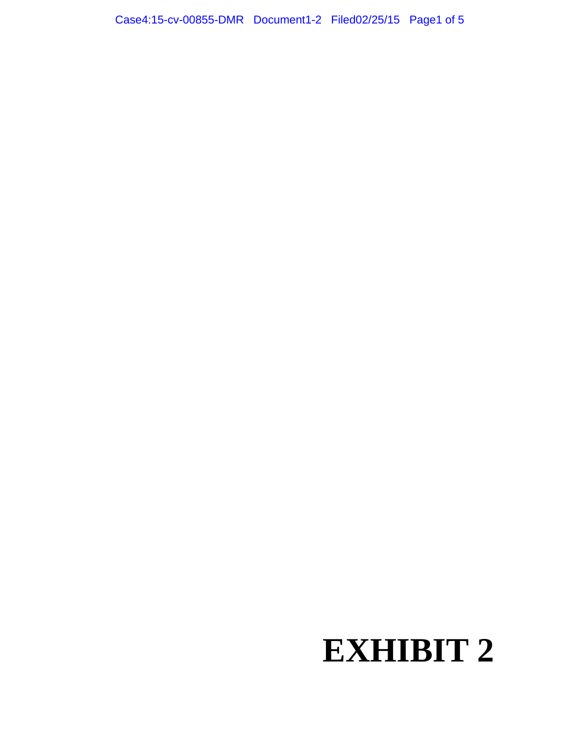# EXHIBIT 2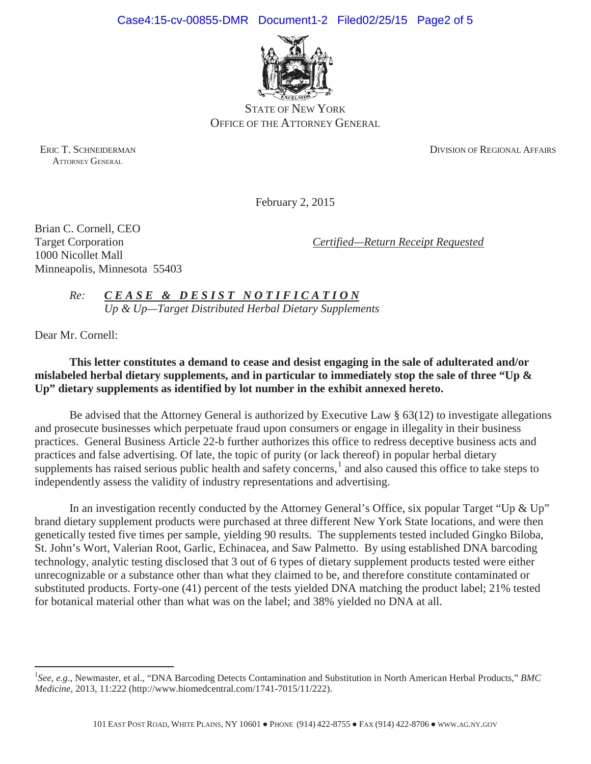STATE OF NEW YORK
OFFICE OF THE ATTORNEY GENERAL

ERIC T. SCHNEIDERMAN
ATTORNEY GENERAL

DIVISION OF REGIONAL AFFAIRS

February 2, 2015

Brian C. Cornell, CEO
Target Corporation
1000 Nicollet Mall
Minneapolis, Minnesota 55403

*Certified—Return Receipt Requested*

*Re:* ***CEASE & DESIST NOTIFICATION***
*Up & Up—Target Distributed Herbal Dietary Supplements*

Dear Mr. Cornell:

**This letter constitutes a demand to cease and desist engaging in the sale of adulterated and/or mislabeled herbal dietary supplements, and in particular to immediately stop the sale of three "Up & Up" dietary supplements as identified by lot number in the exhibit annexed hereto.**

Be advised that the Attorney General is authorized by Executive Law § 63(12) to investigate allegations and prosecute businesses which perpetuate fraud upon consumers or engage in illegality in their business practices. General Business Article 22-b further authorizes this office to redress deceptive business acts and practices and false advertising. Of late, the topic of purity (or lack thereof) in popular herbal dietary supplements has raised serious public health and safety concerns,[1] and also caused this office to take steps to independently assess the validity of industry representations and advertising.

In an investigation recently conducted by the Attorney General's Office, six popular Target "Up & Up" brand dietary supplement products were purchased at three different New York State locations, and were then genetically tested five times per sample, yielding 90 results. The supplements tested included Gingko Biloba, St. John's Wort, Valerian Root, Garlic, Echinacea, and Saw Palmetto. By using established DNA barcoding technology, analytic testing disclosed that 3 out of 6 types of dietary supplement products tested were either unrecognizable or a substance other than what they claimed to be, and therefore constitute contaminated or substituted products. Forty-one (41) percent of the tests yielded DNA matching the product label; 21% tested for botanical material other than what was on the label; and 38% yielded no DNA at all.

[1] *See, e.g.,* Newmaster, et al., "DNA Barcoding Detects Contamination and Substitution in North American Herbal Products," *BMC Medicine,* 2013, 11:222 (http://www.biomedcentral.com/1741-7015/11/222).

101 EAST POST ROAD, WHITE PLAINS, NY 10601 ● PHONE (914) 422-8755 ● FAX (914) 422-8706 ● WWW.AG.NY.GOV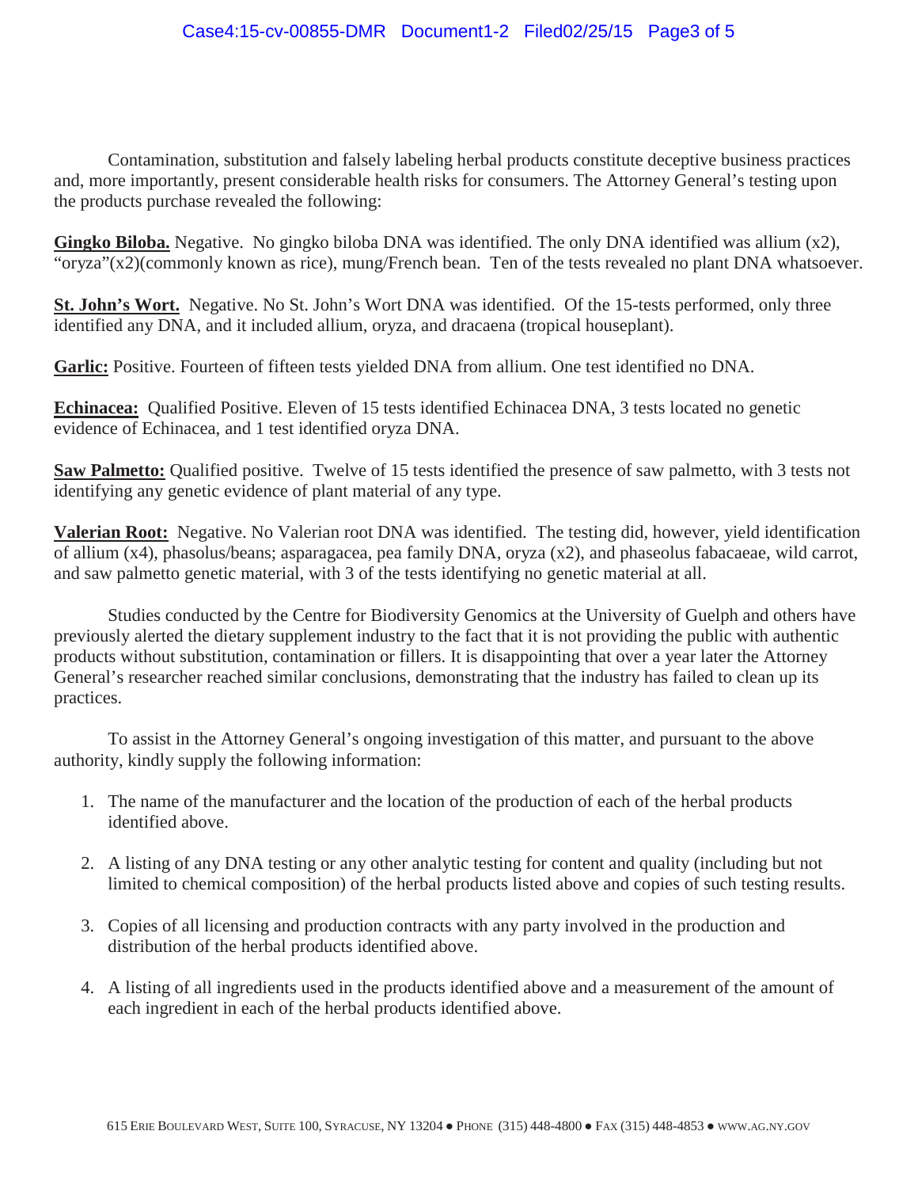Contamination, substitution and falsely labeling herbal products constitute deceptive business practices and, more importantly, present considerable health risks for consumers. The Attorney General's testing upon the products purchase revealed the following:

**Gingko Biloba.** Negative. No gingko biloba DNA was identified. The only DNA identified was allium (x2), "oryza"(x2)(commonly known as rice), mung/French bean. Ten of the tests revealed no plant DNA whatsoever.

**St. John's Wort.** Negative. No St. John's Wort DNA was identified. Of the 15-tests performed, only three identified any DNA, and it included allium, oryza, and dracaena (tropical houseplant).

**Garlic:** Positive. Fourteen of fifteen tests yielded DNA from allium. One test identified no DNA.

**Echinacea:** Qualified Positive. Eleven of 15 tests identified Echinacea DNA, 3 tests located no genetic evidence of Echinacea, and 1 test identified oryza DNA.

**Saw Palmetto:** Qualified positive. Twelve of 15 tests identified the presence of saw palmetto, with 3 tests not identifying any genetic evidence of plant material of any type.

**Valerian Root:** Negative. No Valerian root DNA was identified. The testing did, however, yield identification of allium (x4), phasolus/beans; asparagacea, pea family DNA, oryza (x2), and phaseolus fabacaeae, wild carrot, and saw palmetto genetic material, with 3 of the tests identifying no genetic material at all.

Studies conducted by the Centre for Biodiversity Genomics at the University of Guelph and others have previously alerted the dietary supplement industry to the fact that it is not providing the public with authentic products without substitution, contamination or fillers. It is disappointing that over a year later the Attorney General's researcher reached similar conclusions, demonstrating that the industry has failed to clean up its practices.

To assist in the Attorney General's ongoing investigation of this matter, and pursuant to the above authority, kindly supply the following information:

1. The name of the manufacturer and the location of the production of each of the herbal products identified above.
2. A listing of any DNA testing or any other analytic testing for content and quality (including but not limited to chemical composition) of the herbal products listed above and copies of such testing results.
3. Copies of all licensing and production contracts with any party involved in the production and distribution of the herbal products identified above.
4. A listing of all ingredients used in the products identified above and a measurement of the amount of each ingredient in each of the herbal products identified above.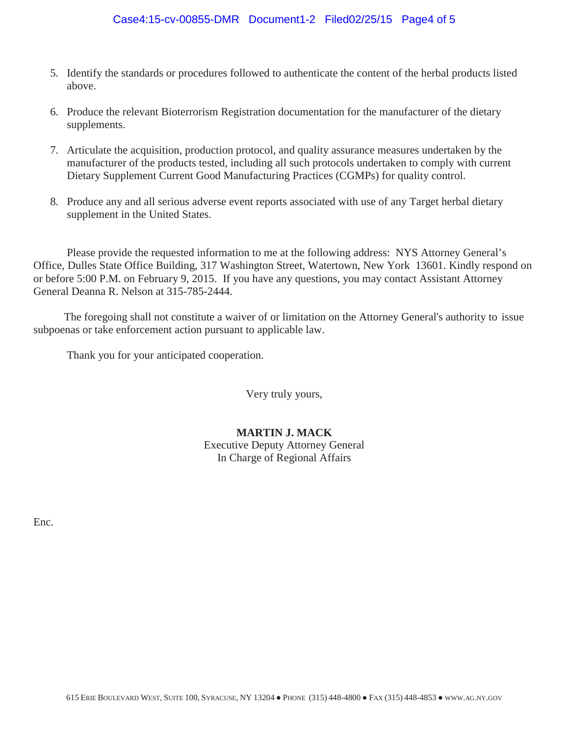5. Identify the standards or procedures followed to authenticate the content of the herbal products listed above.

6. Produce the relevant Bioterrorism Registration documentation for the manufacturer of the dietary supplements.

7. Articulate the acquisition, production protocol, and quality assurance measures undertaken by the manufacturer of the products tested, including all such protocols undertaken to comply with current Dietary Supplement Current Good Manufacturing Practices (CGMPs) for quality control.

8. Produce any and all serious adverse event reports associated with use of any Target herbal dietary supplement in the United States.

Please provide the requested information to me at the following address: NYS Attorney General's Office, Dulles State Office Building, 317 Washington Street, Watertown, New York 13601. Kindly respond on or before 5:00 P.M. on February 9, 2015. If you have any questions, you may contact Assistant Attorney General Deanna R. Nelson at 315-785-2444.

The foregoing shall not constitute a waiver of or limitation on the Attorney General's authority to issue subpoenas or take enforcement action pursuant to applicable law.

Thank you for your anticipated cooperation.

Very truly yours,

**MARTIN J. MACK**
Executive Deputy Attorney General
In Charge of Regional Affairs

Enc.

615 Erie Boulevard West, Suite 100, Syracuse, NY 13204 ● Phone (315) 448-4800 ● Fax (315) 448-4853 ● www.ag.ny.gov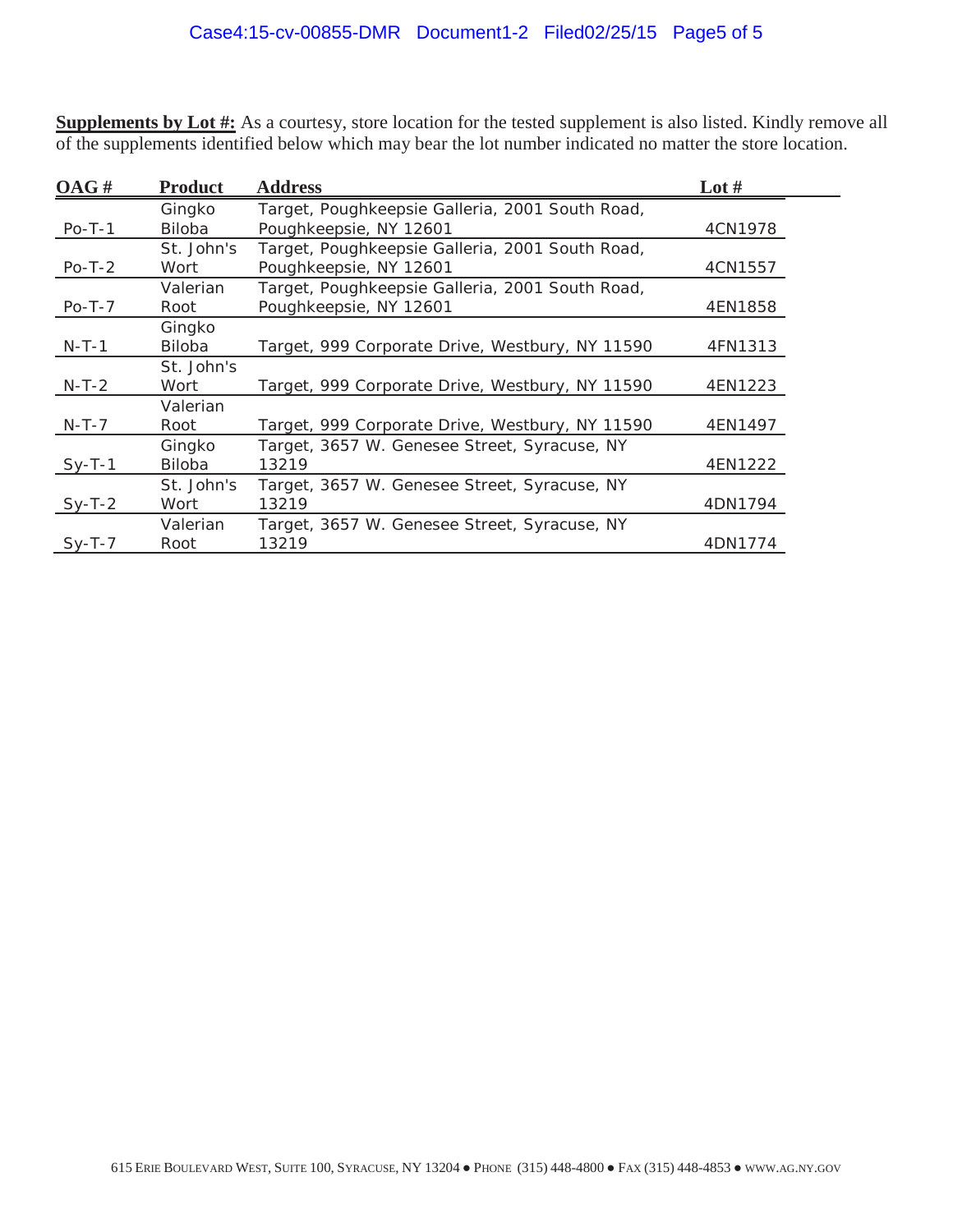**Supplements by Lot #:** As a courtesy, store location for the tested supplement is also listed. Kindly remove all of the supplements identified below which may bear the lot number indicated no matter the store location.

| OAG # | Product | Address | Lot # |
|---|---|---|---|
| Po-T-1 | Gingko Biloba | Target, Poughkeepsie Galleria, 2001 South Road, Poughkeepsie, NY 12601 | 4CN1978 |
| Po-T-2 | St. John's Wort | Target, Poughkeepsie Galleria, 2001 South Road, Poughkeepsie, NY 12601 | 4CN1557 |
| Po-T-7 | Valerian Root | Target, Poughkeepsie Galleria, 2001 South Road, Poughkeepsie, NY 12601 | 4EN1858 |
| N-T-1 | Gingko Biloba | Target, 999 Corporate Drive, Westbury, NY 11590 | 4FN1313 |
| N-T-2 | St. John's Wort | Target, 999 Corporate Drive, Westbury, NY 11590 | 4EN1223 |
| N-T-7 | Valerian Root | Target, 999 Corporate Drive, Westbury, NY 11590 | 4EN1497 |
| Sy-T-1 | Gingko Biloba | Target, 3657 W. Genesee Street, Syracuse, NY 13219 | 4EN1222 |
| Sy-T-2 | St. John's Wort | Target, 3657 W. Genesee Street, Syracuse, NY 13219 | 4DN1794 |
| Sy-T-7 | Valerian Root | Target, 3657 W. Genesee Street, Syracuse, NY 13219 | 4DN1774 |

615 Erie Boulevard West, Suite 100, Syracuse, NY 13204 ● Phone (315) 448-4800 ● Fax (315) 448-4853 ● www.ag.ny.gov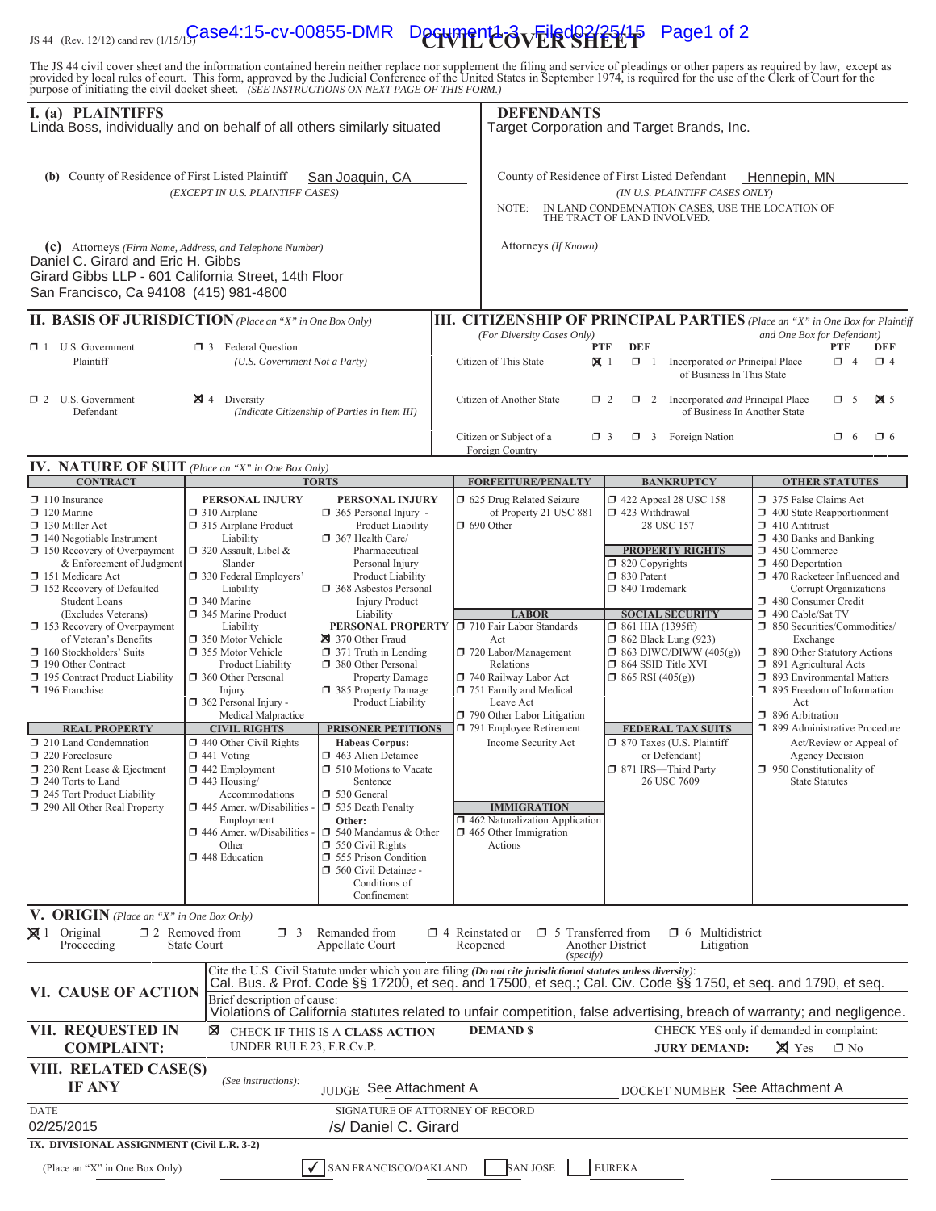JS 44 (Rev. 12/12) cand rev (1/15/13)

# CIVIL COVER SHEET

The JS 44 civil cover sheet and the information contained herein neither replace nor supplement the filing and service of pleadings or other papers as required by law, except as provided by local rules of court. This form, approved by the Judicial Conference of the United States in September 1974, is required for the use of the Clerk of Court for the purpose of initiating the civil docket sheet. *(SEE INSTRUCTIONS ON NEXT PAGE OF THIS FORM.)*

## I. (a) PLAINTIFFS

Linda Boss, individually and on behalf of all others similarly situated

**DEFENDANTS**

Target Corporation and Target Brands, Inc.

**(b)** County of Residence of First Listed Plaintiff: San Joaquin, CA
*(EXCEPT IN U.S. PLAINTIFF CASES)*

County of Residence of First Listed Defendant: Hennepin, MN
*(IN U.S. PLAINTIFF CASES ONLY)*

NOTE: IN LAND CONDEMNATION CASES, USE THE LOCATION OF THE TRACT OF LAND INVOLVED.

**(c)** Attorneys *(Firm Name, Address, and Telephone Number)*

Daniel C. Girard and Eric H. Gibbs
Girard Gibbs LLP - 601 California Street, 14th Floor
San Francisco, Ca 94108 (415) 981-4800

Attorneys *(If Known)*

## II. BASIS OF JURISDICTION *(Place an "X" in One Box Only)*

- ☐ 1 U.S. Government Plaintiff
- ☐ 3 Federal Question (U.S. Government Not a Party)
- ☐ 2 U.S. Government Defendant
- ☒ 4 Diversity (Indicate Citizenship of Parties in Item III)

## III. CITIZENSHIP OF PRINCIPAL PARTIES *(Place an "X" in One Box for Plaintiff and One Box for Defendant)* *(For Diversity Cases Only)*

| | PTF | DEF | | PTF | DEF |
|---|---|---|---|---|---|
| Citizen of This State | ☒ 1 | ☐ 1 | Incorporated *or* Principal Place of Business In This State | ☐ 4 | ☐ 4 |
| Citizen of Another State | ☐ 2 | ☐ 2 | Incorporated *and* Principal Place of Business In Another State | ☐ 5 | ☒ 5 |
| Citizen or Subject of a Foreign Country | ☐ 3 | ☐ 3 | Foreign Nation | ☐ 6 | ☐ 6 |

## IV. NATURE OF SUIT *(Place an "X" in One Box Only)*

**CONTRACT**
- ☐ 110 Insurance
- ☐ 120 Marine
- ☐ 130 Miller Act
- ☐ 140 Negotiable Instrument
- ☐ 150 Recovery of Overpayment & Enforcement of Judgment
- ☐ 151 Medicare Act
- ☐ 152 Recovery of Defaulted Student Loans (Excludes Veterans)
- ☐ 153 Recovery of Overpayment of Veteran's Benefits
- ☐ 160 Stockholders' Suits
- ☐ 190 Other Contract
- ☐ 195 Contract Product Liability
- ☐ 196 Franchise

**REAL PROPERTY**
- ☐ 210 Land Condemnation
- ☐ 220 Foreclosure
- ☐ 230 Rent Lease & Ejectment
- ☐ 240 Torts to Land
- ☐ 245 Tort Product Liability
- ☐ 290 All Other Real Property

**TORTS**

PERSONAL INJURY
- ☐ 310 Airplane
- ☐ 315 Airplane Product Liability
- ☐ 320 Assault, Libel & Slander
- ☐ 330 Federal Employers' Liability
- ☐ 340 Marine
- ☐ 345 Marine Product Liability
- ☐ 350 Motor Vehicle
- ☐ 355 Motor Vehicle Product Liability
- ☐ 360 Other Personal Injury
- ☐ 362 Personal Injury - Medical Malpractice

PERSONAL INJURY
- ☐ 365 Personal Injury - Product Liability
- ☐ 367 Health Care/ Pharmaceutical Personal Injury Product Liability
- ☐ 368 Asbestos Personal Injury Product Liability

PERSONAL PROPERTY
- ☒ 370 Other Fraud
- ☐ 371 Truth in Lending
- ☐ 380 Other Personal Property Damage
- ☐ 385 Property Damage Product Liability

**CIVIL RIGHTS**
- ☐ 440 Other Civil Rights
- ☐ 441 Voting
- ☐ 442 Employment
- ☐ 443 Housing/ Accommodations
- ☐ 445 Amer. w/Disabilities - Employment
- ☐ 446 Amer. w/Disabilities - Other
- ☐ 448 Education

**PRISONER PETITIONS**

Habeas Corpus:
- ☐ 463 Alien Detainee
- ☐ 510 Motions to Vacate Sentence
- ☐ 530 General
- ☐ 535 Death Penalty

Other:
- ☐ 540 Mandamus & Other
- ☐ 550 Civil Rights
- ☐ 555 Prison Condition
- ☐ 560 Civil Detainee - Conditions of Confinement

**FORFEITURE/PENALTY**
- ☐ 625 Drug Related Seizure of Property 21 USC 881
- ☐ 690 Other

**LABOR**
- ☐ 710 Fair Labor Standards Act
- ☐ 720 Labor/Management Relations
- ☐ 740 Railway Labor Act
- ☐ 751 Family and Medical Leave Act
- ☐ 790 Other Labor Litigation
- ☐ 791 Employee Retirement Income Security Act

**IMMIGRATION**
- ☐ 462 Naturalization Application
- ☐ 465 Other Immigration Actions

**BANKRUPTCY**
- ☐ 422 Appeal 28 USC 158
- ☐ 423 Withdrawal 28 USC 157

**PROPERTY RIGHTS**
- ☐ 820 Copyrights
- ☐ 830 Patent
- ☐ 840 Trademark

**SOCIAL SECURITY**
- ☐ 861 HIA (1395ff)
- ☐ 862 Black Lung (923)
- ☐ 863 DIWC/DIWW (405(g))
- ☐ 864 SSID Title XVI
- ☐ 865 RSI (405(g))

**FEDERAL TAX SUITS**
- ☐ 870 Taxes (U.S. Plaintiff or Defendant)
- ☐ 871 IRS—Third Party 26 USC 7609

**OTHER STATUTES**
- ☐ 375 False Claims Act
- ☐ 400 State Reapportionment
- ☐ 410 Antitrust
- ☐ 430 Banks and Banking
- ☐ 450 Commerce
- ☐ 460 Deportation
- ☐ 470 Racketeer Influenced and Corrupt Organizations
- ☐ 480 Consumer Credit
- ☐ 490 Cable/Sat TV
- ☐ 850 Securities/Commodities/ Exchange
- ☐ 890 Other Statutory Actions
- ☐ 891 Agricultural Acts
- ☐ 893 Environmental Matters
- ☐ 895 Freedom of Information Act
- ☐ 896 Arbitration
- ☐ 899 Administrative Procedure Act/Review or Appeal of Agency Decision
- ☐ 950 Constitutionality of State Statutes

## V. ORIGIN *(Place an "X" in One Box Only)*

- ☒ 1 Original Proceeding
- ☐ 2 Removed from State Court
- ☐ 3 Remanded from Appellate Court
- ☐ 4 Reinstated or Reopened
- ☐ 5 Transferred from Another District *(specify)*
- ☐ 6 Multidistrict Litigation

## VI. CAUSE OF ACTION

Cite the U.S. Civil Statute under which you are filing *(Do not cite jurisdictional statutes unless diversity)*:
Cal. Bus. & Prof. Code §§ 17200, et seq. and 17500, et seq.; Cal. Civ. Code §§ 1750, et seq. and 1790, et seq.

Brief description of cause:
Violations of California statutes related to unfair competition, false advertising, breach of warranty; and negligence.

## VII. REQUESTED IN COMPLAINT:

☒ CHECK IF THIS IS A **CLASS ACTION** UNDER RULE 23, F.R.Cv.P.

**DEMAND $**

CHECK YES only if demanded in complaint:
**JURY DEMAND:** ☒ Yes ☐ No

## VIII. RELATED CASE(S) IF ANY

*(See instructions)*: JUDGE See Attachment A DOCKET NUMBER See Attachment A

DATE: 02/25/2015

SIGNATURE OF ATTORNEY OF RECORD: /s/ Daniel C. Girard

## IX. DIVISIONAL ASSIGNMENT (Civil L.R. 3-2)

(Place an "X" in One Box Only)

- ☑ SAN FRANCISCO/OAKLAND
- ☐ SAN JOSE
- ☐ EUREKA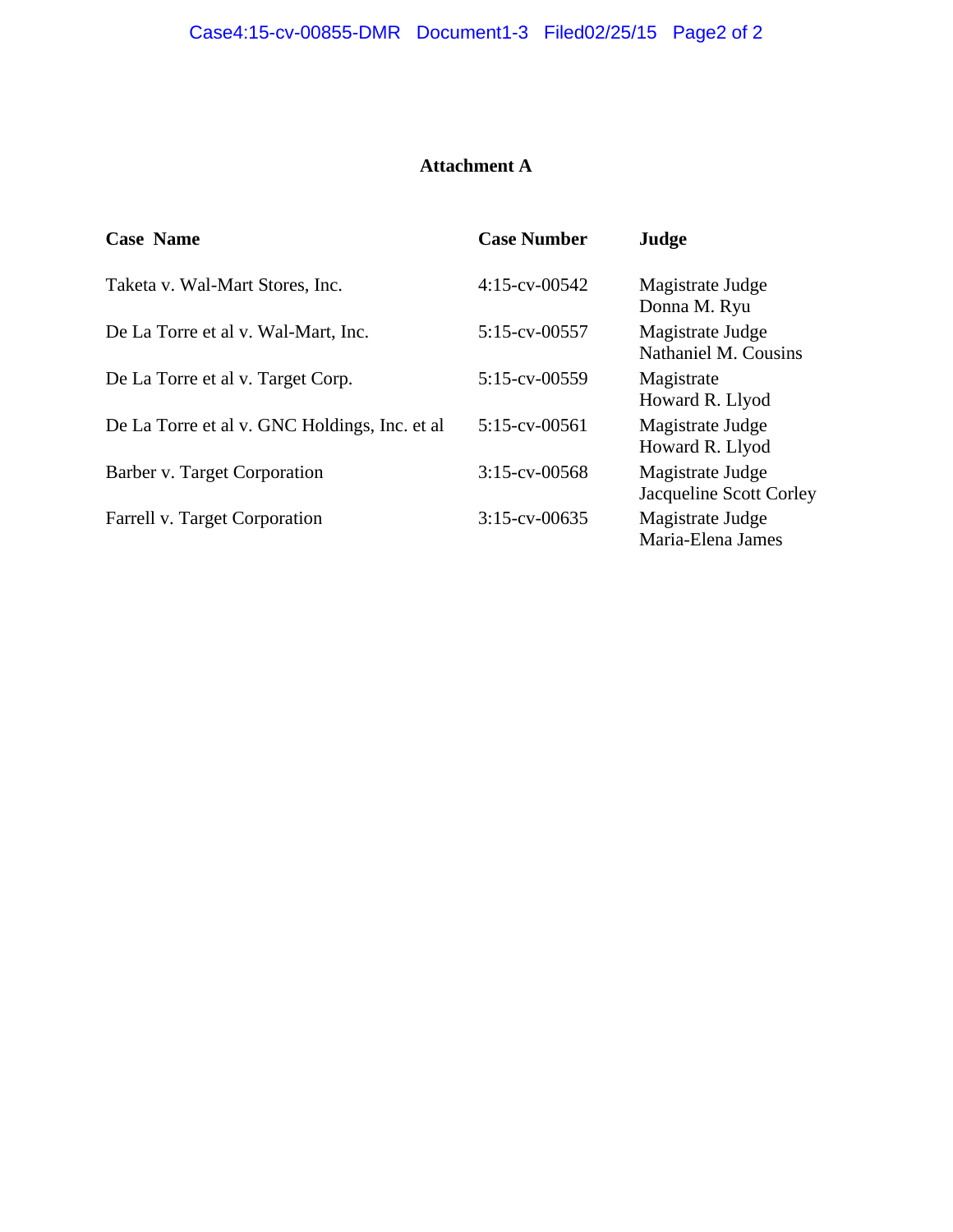**Attachment A**

| Case Name | Case Number | Judge |
|---|---|---|
| Taketa v. Wal-Mart Stores, Inc. | 4:15-cv-00542 | Magistrate Judge Donna M. Ryu |
| De La Torre et al v. Wal-Mart, Inc. | 5:15-cv-00557 | Magistrate Judge Nathaniel M. Cousins |
| De La Torre et al v. Target Corp. | 5:15-cv-00559 | Magistrate Howard R. Llyod |
| De La Torre et al v. GNC Holdings, Inc. et al | 5:15-cv-00561 | Magistrate Judge Howard R. Llyod |
| Barber v. Target Corporation | 3:15-cv-00568 | Magistrate Judge Jacqueline Scott Corley |
| Farrell v. Target Corporation | 3:15-cv-00635 | Magistrate Judge Maria-Elena James |